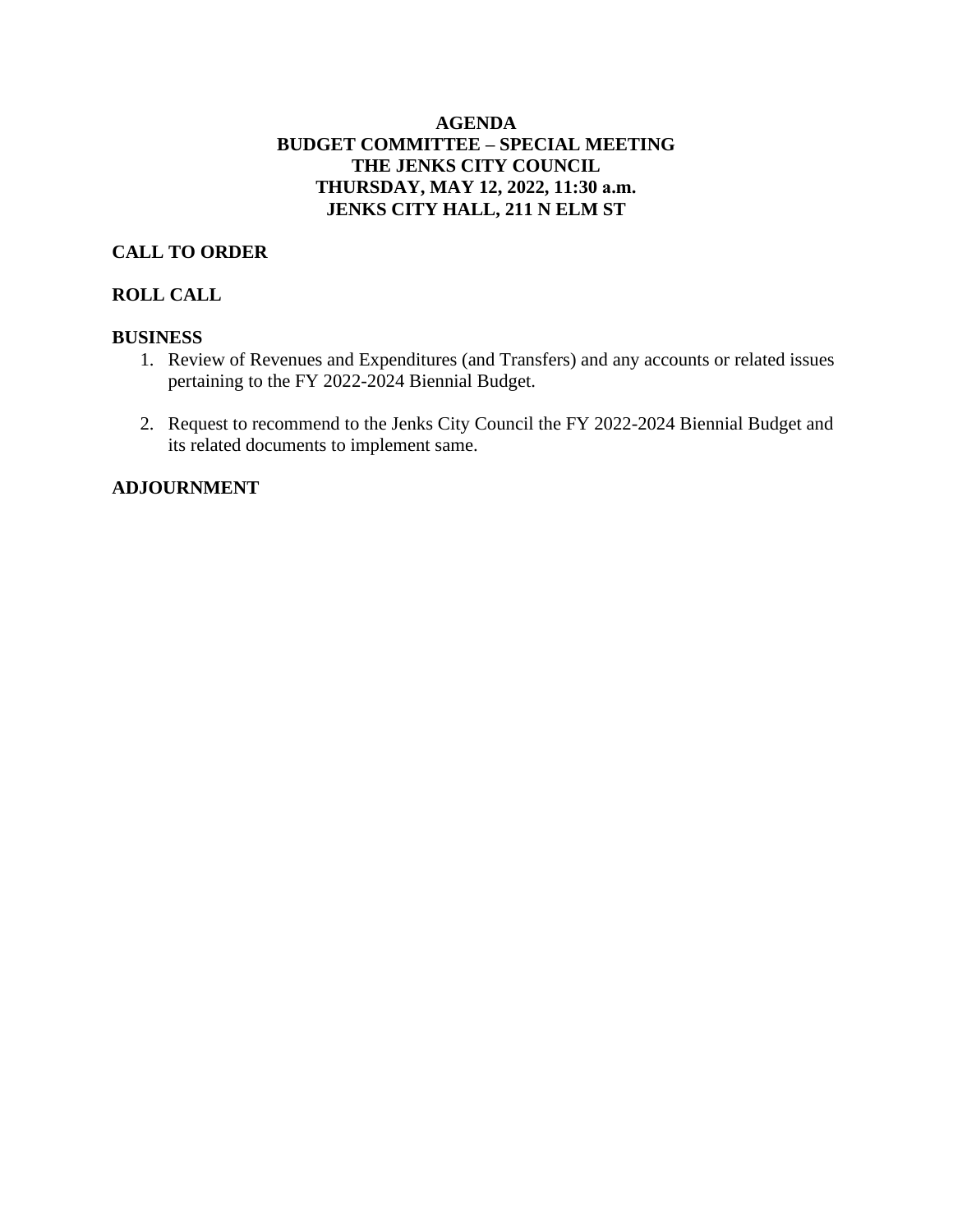# AGENDA
## BUDGET COMMITTEE – SPECIAL MEETING
## THE JENKS CITY COUNCIL
## THURSDAY, MAY 12, 2022, 11:30 a.m.
## JENKS CITY HALL, 211 N ELM ST

**CALL TO ORDER**

**ROLL CALL**

**BUSINESS**

1. Review of Revenues and Expenditures (and Transfers) and any accounts or related issues pertaining to the FY 2022-2024 Biennial Budget.

2. Request to recommend to the Jenks City Council the FY 2022-2024 Biennial Budget and its related documents to implement same.

**ADJOURNMENT**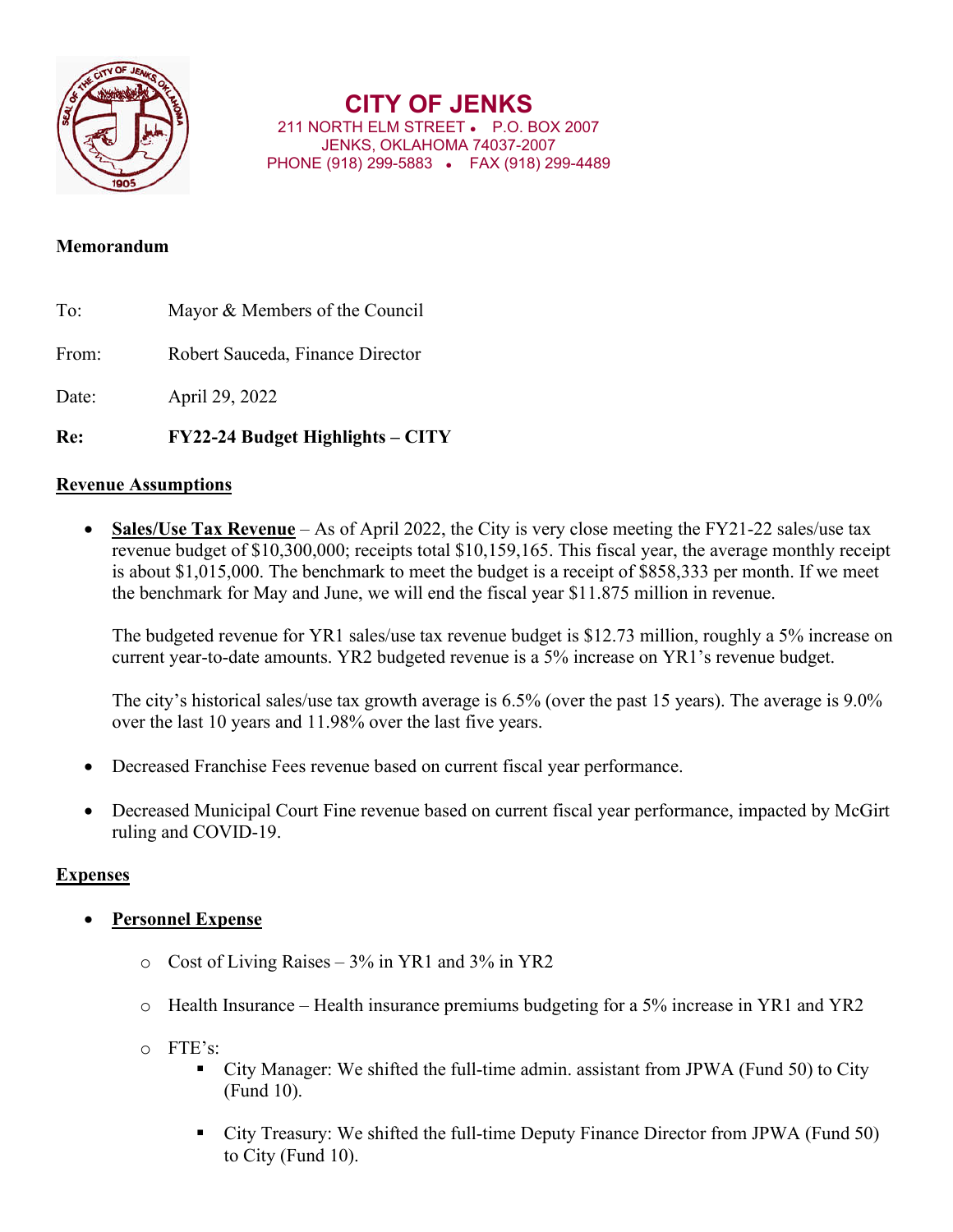# CITY OF JENKS

211 NORTH ELM STREET • P.O. BOX 2007
JENKS, OKLAHOMA 74037-2007
PHONE (918) 299-5883 • FAX (918) 299-4489

**Memorandum**

To: Mayor & Members of the Council

From: Robert Sauceda, Finance Director

Date: April 29, 2022

**Re: FY22-24 Budget Highlights – CITY**

## Revenue Assumptions

- **Sales/Use Tax Revenue** – As of April 2022, the City is very close meeting the FY21-22 sales/use tax revenue budget of $10,300,000; receipts total $10,159,165. This fiscal year, the average monthly receipt is about $1,015,000. The benchmark to meet the budget is a receipt of $858,333 per month. If we meet the benchmark for May and June, we will end the fiscal year $11.875 million in revenue.

  The budgeted revenue for YR1 sales/use tax revenue budget is $12.73 million, roughly a 5% increase on current year-to-date amounts. YR2 budgeted revenue is a 5% increase on YR1's revenue budget.

  The city's historical sales/use tax growth average is 6.5% (over the past 15 years). The average is 9.0% over the last 10 years and 11.98% over the last five years.

- Decreased Franchise Fees revenue based on current fiscal year performance.

- Decreased Municipal Court Fine revenue based on current fiscal year performance, impacted by McGirt ruling and COVID-19.

## Expenses

- **Personnel Expense**
  - Cost of Living Raises – 3% in YR1 and 3% in YR2
  - Health Insurance – Health insurance premiums budgeting for a 5% increase in YR1 and YR2
  - FTE's:
    - City Manager: We shifted the full-time admin. assistant from JPWA (Fund 50) to City (Fund 10).
    - City Treasury: We shifted the full-time Deputy Finance Director from JPWA (Fund 50) to City (Fund 10).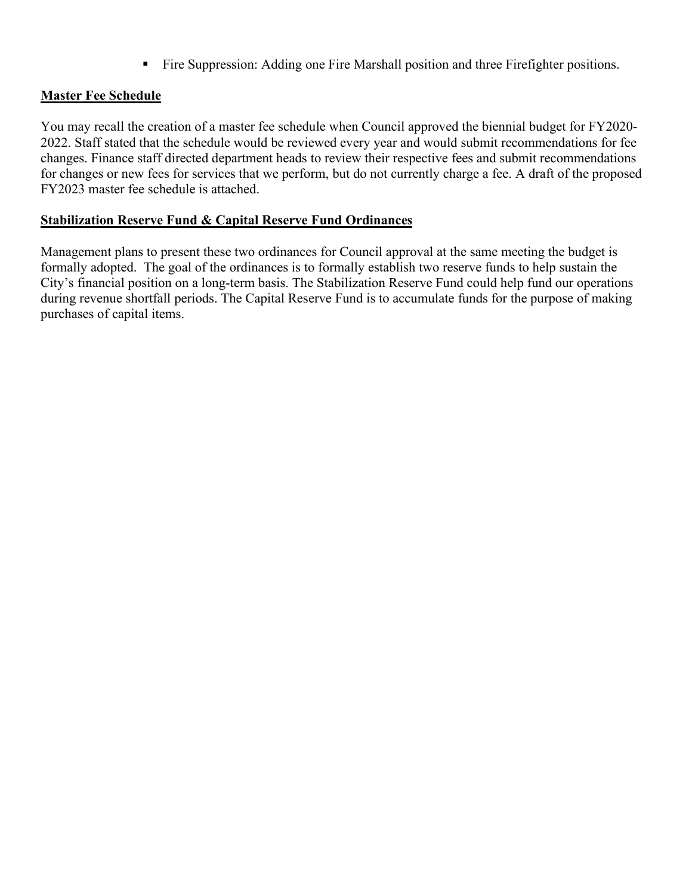- Fire Suppression: Adding one Fire Marshall position and three Firefighter positions.

## Master Fee Schedule

You may recall the creation of a master fee schedule when Council approved the biennial budget for FY2020-2022. Staff stated that the schedule would be reviewed every year and would submit recommendations for fee changes. Finance staff directed department heads to review their respective fees and submit recommendations for changes or new fees for services that we perform, but do not currently charge a fee. A draft of the proposed FY2023 master fee schedule is attached.

## Stabilization Reserve Fund & Capital Reserve Fund Ordinances

Management plans to present these two ordinances for Council approval at the same meeting the budget is formally adopted. The goal of the ordinances is to formally establish two reserve funds to help sustain the City's financial position on a long-term basis. The Stabilization Reserve Fund could help fund our operations during revenue shortfall periods. The Capital Reserve Fund is to accumulate funds for the purpose of making purchases of capital items.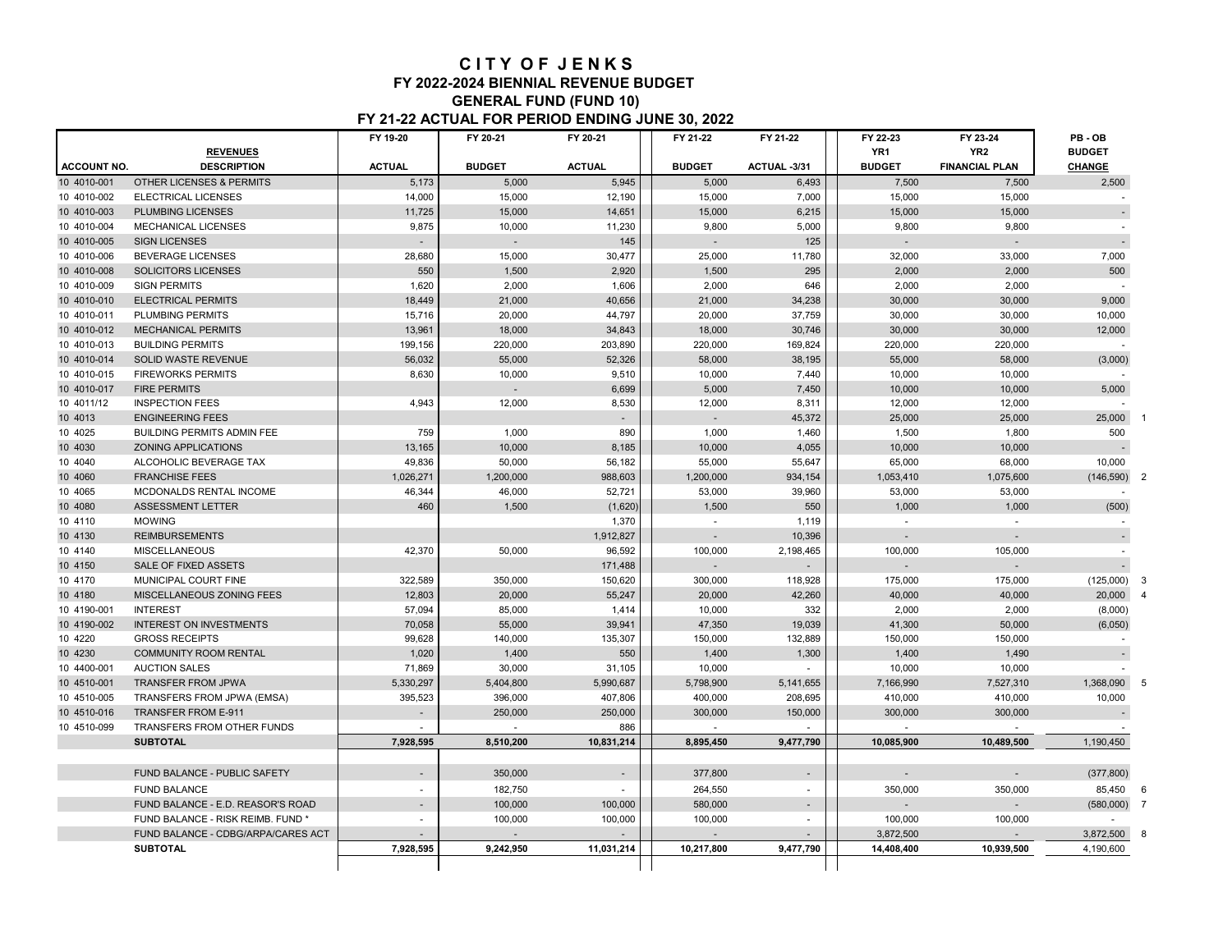# CITY OF JENKS

## FY 2022-2024 BIENNIAL REVENUE BUDGET

## GENERAL FUND (FUND 10)

## FY 21-22 ACTUAL FOR PERIOD ENDING JUNE 30, 2022

| ACCOUNT NO. | REVENUES DESCRIPTION | FY 19-20 ACTUAL | FY 20-21 BUDGET | FY 20-21 ACTUAL | FY 21-22 BUDGET | FY 21-22 ACTUAL -3/31 | FY 22-23 YR1 BUDGET | FY 23-24 YR2 FINANCIAL PLAN | PB - OB BUDGET CHANGE | |
|---|---|---|---|---|---|---|---|---|---|---|
| 10 4010-001 | OTHER LICENSES & PERMITS | 5,173 | 5,000 | 5,945 | 5,000 | 6,493 | 7,500 | 7,500 | 2,500 | |
| 10 4010-002 | ELECTRICAL LICENSES | 14,000 | 15,000 | 12,190 | 15,000 | 7,000 | 15,000 | 15,000 | - | |
| 10 4010-003 | PLUMBING LICENSES | 11,725 | 15,000 | 14,651 | 15,000 | 6,215 | 15,000 | 15,000 | - | |
| 10 4010-004 | MECHANICAL LICENSES | 9,875 | 10,000 | 11,230 | 9,800 | 5,000 | 9,800 | 9,800 | - | |
| 10 4010-005 | SIGN LICENSES | - | - | 145 | - | 125 | - | - | - | |
| 10 4010-006 | BEVERAGE LICENSES | 28,680 | 15,000 | 30,477 | 25,000 | 11,780 | 32,000 | 33,000 | 7,000 | |
| 10 4010-008 | SOLICITORS LICENSES | 550 | 1,500 | 2,920 | 1,500 | 295 | 2,000 | 2,000 | 500 | |
| 10 4010-009 | SIGN PERMITS | 1,620 | 2,000 | 1,606 | 2,000 | 646 | 2,000 | 2,000 | - | |
| 10 4010-010 | ELECTRICAL PERMITS | 18,449 | 21,000 | 40,656 | 21,000 | 34,238 | 30,000 | 30,000 | 9,000 | |
| 10 4010-011 | PLUMBING PERMITS | 15,716 | 20,000 | 44,797 | 20,000 | 37,759 | 30,000 | 30,000 | 10,000 | |
| 10 4010-012 | MECHANICAL PERMITS | 13,961 | 18,000 | 34,843 | 18,000 | 30,746 | 30,000 | 30,000 | 12,000 | |
| 10 4010-013 | BUILDING PERMITS | 199,156 | 220,000 | 203,890 | 220,000 | 169,824 | 220,000 | 220,000 | - | |
| 10 4010-014 | SOLID WASTE REVENUE | 56,032 | 55,000 | 52,326 | 58,000 | 38,195 | 55,000 | 58,000 | (3,000) | |
| 10 4010-015 | FIREWORKS PERMITS | 8,630 | 10,000 | 9,510 | 10,000 | 7,440 | 10,000 | 10,000 | - | |
| 10 4010-017 | FIRE PERMITS | | - | 6,699 | 5,000 | 7,450 | 10,000 | 10,000 | 5,000 | |
| 10 4011/12 | INSPECTION FEES | 4,943 | 12,000 | 8,530 | 12,000 | 8,311 | 12,000 | 12,000 | - | |
| 10 4013 | ENGINEERING FEES | | | - | - | 45,372 | 25,000 | 25,000 | 25,000 | 1 |
| 10 4025 | BUILDING PERMITS ADMIN FEE | 759 | 1,000 | 890 | 1,000 | 1,460 | 1,500 | 1,800 | 500 | |
| 10 4030 | ZONING APPLICATIONS | 13,165 | 10,000 | 8,185 | 10,000 | 4,055 | 10,000 | 10,000 | - | |
| 10 4040 | ALCOHOLIC BEVERAGE TAX | 49,836 | 50,000 | 56,182 | 55,000 | 55,647 | 65,000 | 68,000 | 10,000 | |
| 10 4060 | FRANCHISE FEES | 1,026,271 | 1,200,000 | 988,603 | 1,200,000 | 934,154 | 1,053,410 | 1,075,600 | (146,590) | 2 |
| 10 4065 | MCDONALDS RENTAL INCOME | 46,344 | 46,000 | 52,721 | 53,000 | 39,960 | 53,000 | 53,000 | - | |
| 10 4080 | ASSESSMENT LETTER | 460 | 1,500 | (1,620) | 1,500 | 550 | 1,000 | 1,000 | (500) | |
| 10 4110 | MOWING | | | 1,370 | - | 1,119 | - | - | - | |
| 10 4130 | REIMBURSEMENTS | | | 1,912,827 | - | 10,396 | - | - | - | |
| 10 4140 | MISCELLANEOUS | 42,370 | 50,000 | 96,592 | 100,000 | 2,198,465 | 100,000 | 105,000 | - | |
| 10 4150 | SALE OF FIXED ASSETS | | | 171,488 | - | - | - | - | - | |
| 10 4170 | MUNICIPAL COURT FINE | 322,589 | 350,000 | 150,620 | 300,000 | 118,928 | 175,000 | 175,000 | (125,000) | 3 |
| 10 4180 | MISCELLANEOUS ZONING FEES | 12,803 | 20,000 | 55,247 | 20,000 | 42,260 | 40,000 | 40,000 | 20,000 | 4 |
| 10 4190-001 | INTEREST | 57,094 | 85,000 | 1,414 | 10,000 | 332 | 2,000 | 2,000 | (8,000) | |
| 10 4190-002 | INTEREST ON INVESTMENTS | 70,058 | 55,000 | 39,941 | 47,350 | 19,039 | 41,300 | 50,000 | (6,050) | |
| 10 4220 | GROSS RECEIPTS | 99,628 | 140,000 | 135,307 | 150,000 | 132,889 | 150,000 | 150,000 | - | |
| 10 4230 | COMMUNITY ROOM RENTAL | 1,020 | 1,400 | 550 | 1,400 | 1,300 | 1,400 | 1,490 | - | |
| 10 4400-001 | AUCTION SALES | 71,869 | 30,000 | 31,105 | 10,000 | - | 10,000 | 10,000 | - | |
| 10 4510-001 | TRANSFER FROM JPWA | 5,330,297 | 5,404,800 | 5,990,687 | 5,798,900 | 5,141,655 | 7,166,990 | 7,527,310 | 1,368,090 | 5 |
| 10 4510-005 | TRANSFERS FROM JPWA (EMSA) | 395,523 | 396,000 | 407,806 | 400,000 | 208,695 | 410,000 | 410,000 | 10,000 | |
| 10 4510-016 | TRANSFER FROM E-911 | - | 250,000 | 250,000 | 300,000 | 150,000 | 300,000 | 300,000 | - | |
| 10 4510-099 | TRANSFERS FROM OTHER FUNDS | - | - | 886 | - | - | - | - | - | |
| | **SUBTOTAL** | **7,928,595** | **8,510,200** | **10,831,214** | **8,895,450** | **9,477,790** | **10,085,900** | **10,489,500** | 1,190,450 | |
| | FUND BALANCE - PUBLIC SAFETY | - | 350,000 | - | 377,800 | - | - | - | (377,800) | |
| | FUND BALANCE | - | 182,750 | - | 264,550 | - | 350,000 | 350,000 | 85,450 | 6 |
| | FUND BALANCE - E.D. REASOR'S ROAD | - | 100,000 | 100,000 | 580,000 | - | - | - | (580,000) | 7 |
| | FUND BALANCE - RISK REIMB. FUND * | - | 100,000 | 100,000 | 100,000 | - | 100,000 | 100,000 | - | |
| | FUND BALANCE - CDBG/ARPA/CARES ACT | - | - | - | - | - | 3,872,500 | - | 3,872,500 | 8 |
| | **SUBTOTAL** | **7,928,595** | **9,242,950** | **11,031,214** | **10,217,800** | **9,477,790** | **14,408,400** | **10,939,500** | 4,190,600 | |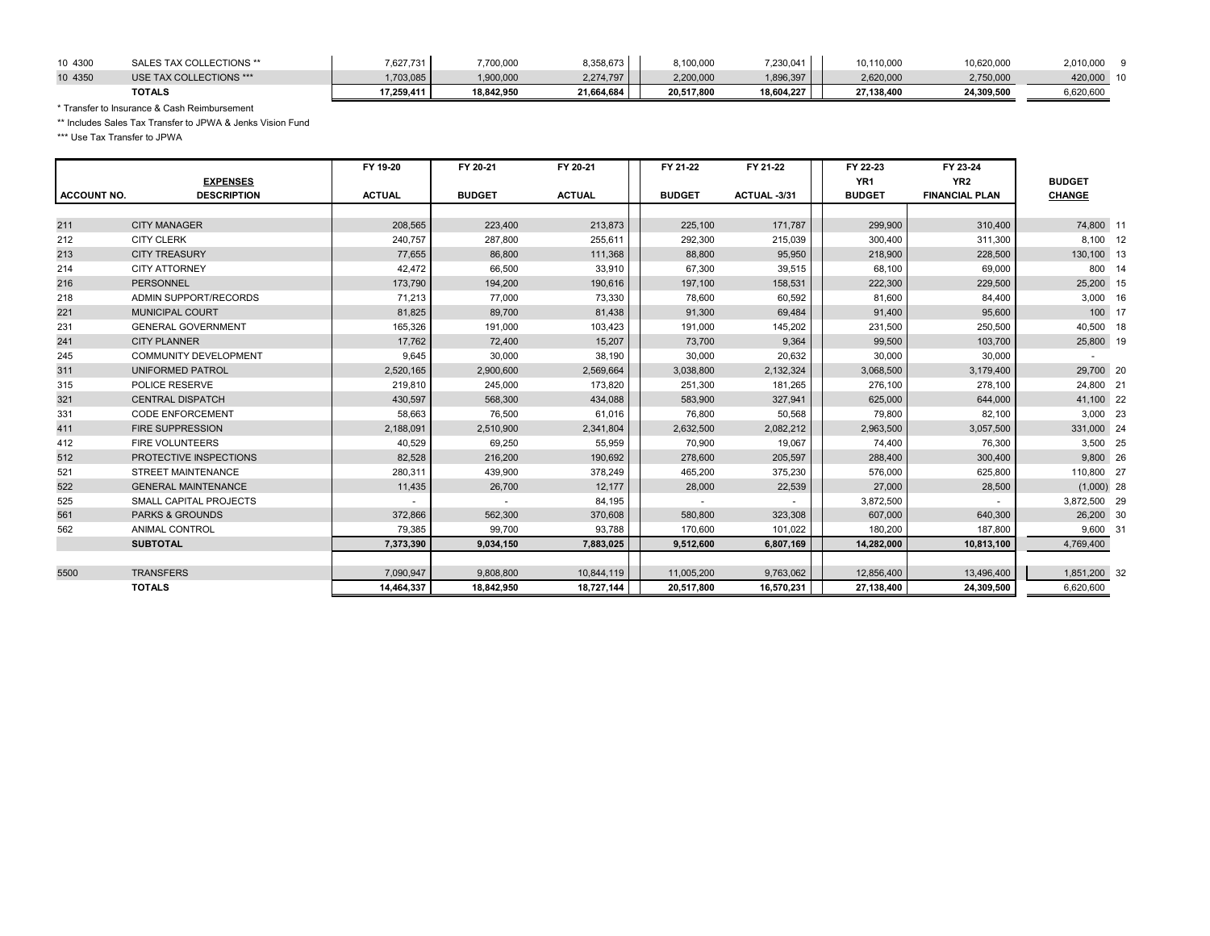| | | | | | | | | | | |
|---|---|---|---|---|---|---|---|---|---|---|
| 10 4300 | SALES TAX COLLECTIONS ** | 7,627,731 | 7,700,000 | 8,358,673 | 8,100,000 | 7,230,041 | 10,110,000 | 10,620,000 | 2,010,000 | 9 |
| 10 4350 | USE TAX COLLECTIONS *** | 1,703,085 | 1,900,000 | 2,274,797 | 2,200,000 | 1,896,397 | 2,620,000 | 2,750,000 | 420,000 | 10 |
| | **TOTALS** | **17,259,411** | **18,842,950** | **21,664,684** | **20,517,800** | **18,604,227** | **27,138,400** | **24,309,500** | 6,620,600 | |

\* Transfer to Insurance & Cash Reimbursement

** Includes Sales Tax Transfer to JPWA & Jenks Vision Fund

*** Use Tax Transfer to JPWA

| ACCOUNT NO. | EXPENSES DESCRIPTION | FY 19-20 ACTUAL | FY 20-21 BUDGET | FY 20-21 ACTUAL | FY 21-22 BUDGET | FY 21-22 ACTUAL -3/31 | FY 22-23 YR1 BUDGET | FY 23-24 YR2 FINANCIAL PLAN | BUDGET CHANGE | |
|---|---|---|---|---|---|---|---|---|---|---|
| 211 | CITY MANAGER | 208,565 | 223,400 | 213,873 | 225,100 | 171,787 | 299,900 | 310,400 | 74,800 | 11 |
| 212 | CITY CLERK | 240,757 | 287,800 | 255,611 | 292,300 | 215,039 | 300,400 | 311,300 | 8,100 | 12 |
| 213 | CITY TREASURY | 77,655 | 86,800 | 111,368 | 88,800 | 95,950 | 218,900 | 228,500 | 130,100 | 13 |
| 214 | CITY ATTORNEY | 42,472 | 66,500 | 33,910 | 67,300 | 39,515 | 68,100 | 69,000 | 800 | 14 |
| 216 | PERSONNEL | 173,790 | 194,200 | 190,616 | 197,100 | 158,531 | 222,300 | 229,500 | 25,200 | 15 |
| 218 | ADMIN SUPPORT/RECORDS | 71,213 | 77,000 | 73,330 | 78,600 | 60,592 | 81,600 | 84,400 | 3,000 | 16 |
| 221 | MUNICIPAL COURT | 81,825 | 89,700 | 81,438 | 91,300 | 69,484 | 91,400 | 95,600 | 100 | 17 |
| 231 | GENERAL GOVERNMENT | 165,326 | 191,000 | 103,423 | 191,000 | 145,202 | 231,500 | 250,500 | 40,500 | 18 |
| 241 | CITY PLANNER | 17,762 | 72,400 | 15,207 | 73,700 | 9,364 | 99,500 | 103,700 | 25,800 | 19 |
| 245 | COMMUNITY DEVELOPMENT | 9,645 | 30,000 | 38,190 | 30,000 | 20,632 | 30,000 | 30,000 | - | |
| 311 | UNIFORMED PATROL | 2,520,165 | 2,900,600 | 2,569,664 | 3,038,800 | 2,132,324 | 3,068,500 | 3,179,400 | 29,700 | 20 |
| 315 | POLICE RESERVE | 219,810 | 245,000 | 173,820 | 251,300 | 181,265 | 276,100 | 278,100 | 24,800 | 21 |
| 321 | CENTRAL DISPATCH | 430,597 | 568,300 | 434,088 | 583,900 | 327,941 | 625,000 | 644,000 | 41,100 | 22 |
| 331 | CODE ENFORCEMENT | 58,663 | 76,500 | 61,016 | 76,800 | 50,568 | 79,800 | 82,100 | 3,000 | 23 |
| 411 | FIRE SUPPRESSION | 2,188,091 | 2,510,900 | 2,341,804 | 2,632,500 | 2,082,212 | 2,963,500 | 3,057,500 | 331,000 | 24 |
| 412 | FIRE VOLUNTEERS | 40,529 | 69,250 | 55,959 | 70,900 | 19,067 | 74,400 | 76,300 | 3,500 | 25 |
| 512 | PROTECTIVE INSPECTIONS | 82,528 | 216,200 | 190,692 | 278,600 | 205,597 | 288,400 | 300,400 | 9,800 | 26 |
| 521 | STREET MAINTENANCE | 280,311 | 439,900 | 378,249 | 465,200 | 375,230 | 576,000 | 625,800 | 110,800 | 27 |
| 522 | GENERAL MAINTENANCE | 11,435 | 26,700 | 12,177 | 28,000 | 22,539 | 27,000 | 28,500 | (1,000) | 28 |
| 525 | SMALL CAPITAL PROJECTS | - | - | 84,195 | - | - | 3,872,500 | - | 3,872,500 | 29 |
| 561 | PARKS & GROUNDS | 372,866 | 562,300 | 370,608 | 580,800 | 323,308 | 607,000 | 640,300 | 26,200 | 30 |
| 562 | ANIMAL CONTROL | 79,385 | 99,700 | 93,788 | 170,600 | 101,022 | 180,200 | 187,800 | 9,600 | 31 |
| | **SUBTOTAL** | **7,373,390** | **9,034,150** | **7,883,025** | **9,512,600** | **6,807,169** | **14,282,000** | **10,813,100** | 4,769,400 | |
| 5500 | TRANSFERS | 7,090,947 | 9,808,800 | 10,844,119 | 11,005,200 | 9,763,062 | 12,856,400 | 13,496,400 | 1,851,200 | 32 |
| | **TOTALS** | **14,464,337** | **18,842,950** | **18,727,144** | **20,517,800** | **16,570,231** | **27,138,400** | **24,309,500** | 6,620,600 | |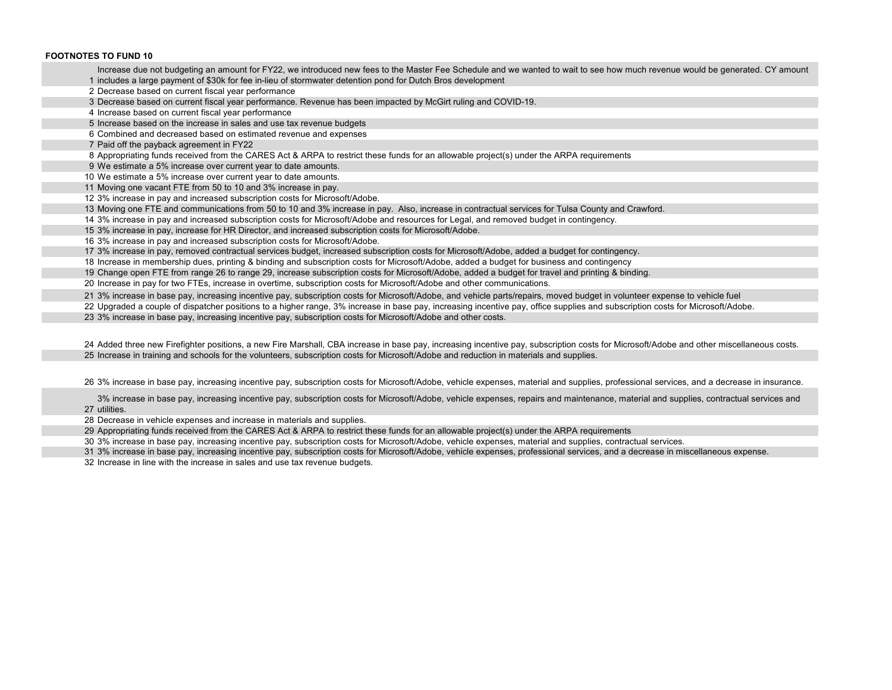**FOOTNOTES TO FUND 10**

1. Increase due not budgeting an amount for FY22, we introduced new fees to the Master Fee Schedule and we wanted to wait to see how much revenue would be generated. CY amount includes a large payment of $30k for fee in-lieu of stormwater detention pond for Dutch Bros development
2. Decrease based on current fiscal year performance
3. Decrease based on current fiscal year performance. Revenue has been impacted by McGirt ruling and COVID-19.
4. Increase based on current fiscal year performance
5. Increase based on the increase in sales and use tax revenue budgets
6. Combined and decreased based on estimated revenue and expenses
7. Paid off the payback agreement in FY22
8. Appropriating funds received from the CARES Act & ARPA to restrict these funds for an allowable project(s) under the ARPA requirements
9. We estimate a 5% increase over current year to date amounts.
10. We estimate a 5% increase over current year to date amounts.
11. Moving one vacant FTE from 50 to 10 and 3% increase in pay.
12. 3% increase in pay and increased subscription costs for Microsoft/Adobe.
13. Moving one FTE and communications from 50 to 10 and 3% increase in pay. Also, increase in contractual services for Tulsa County and Crawford.
14. 3% increase in pay and increased subscription costs for Microsoft/Adobe and resources for Legal, and removed budget in contingency.
15. 3% increase in pay, increase for HR Director, and increased subscription costs for Microsoft/Adobe.
16. 3% increase in pay and increased subscription costs for Microsoft/Adobe.
17. 3% increase in pay, removed contractual services budget, increased subscription costs for Microsoft/Adobe, added a budget for contingency.
18. Increase in membership dues, printing & binding and subscription costs for Microsoft/Adobe, added a budget for business and contingency
19. Change open FTE from range 26 to range 29, increase subscription costs for Microsoft/Adobe, added a budget for travel and printing & binding.
20. Increase in pay for two FTEs, increase in overtime, subscription costs for Microsoft/Adobe and other communications.
21. 3% increase in base pay, increasing incentive pay, subscription costs for Microsoft/Adobe, and vehicle parts/repairs, moved budget in volunteer expense to vehicle fuel
22. Upgraded a couple of dispatcher positions to a higher range, 3% increase in base pay, increasing incentive pay, office supplies and subscription costs for Microsoft/Adobe.
23. 3% increase in base pay, increasing incentive pay, subscription costs for Microsoft/Adobe and other costs.
24. Added three new Firefighter positions, a new Fire Marshall, CBA increase in base pay, increasing incentive pay, subscription costs for Microsoft/Adobe and other miscellaneous costs.
25. Increase in training and schools for the volunteers, subscription costs for Microsoft/Adobe and reduction in materials and supplies.
26. 3% increase in base pay, increasing incentive pay, subscription costs for Microsoft/Adobe, vehicle expenses, material and supplies, professional services, and a decrease in insurance.
27. 3% increase in base pay, increasing incentive pay, subscription costs for Microsoft/Adobe, vehicle expenses, repairs and maintenance, material and supplies, contractual services and utilities.
28. Decrease in vehicle expenses and increase in materials and supplies.
29. Appropriating funds received from the CARES Act & ARPA to restrict these funds for an allowable project(s) under the ARPA requirements
30. 3% increase in base pay, increasing incentive pay, subscription costs for Microsoft/Adobe, vehicle expenses, material and supplies, contractual services.
31. 3% increase in base pay, increasing incentive pay, subscription costs for Microsoft/Adobe, vehicle expenses, professional services, and a decrease in miscellaneous expense.
32. Increase in line with the increase in sales and use tax revenue budgets.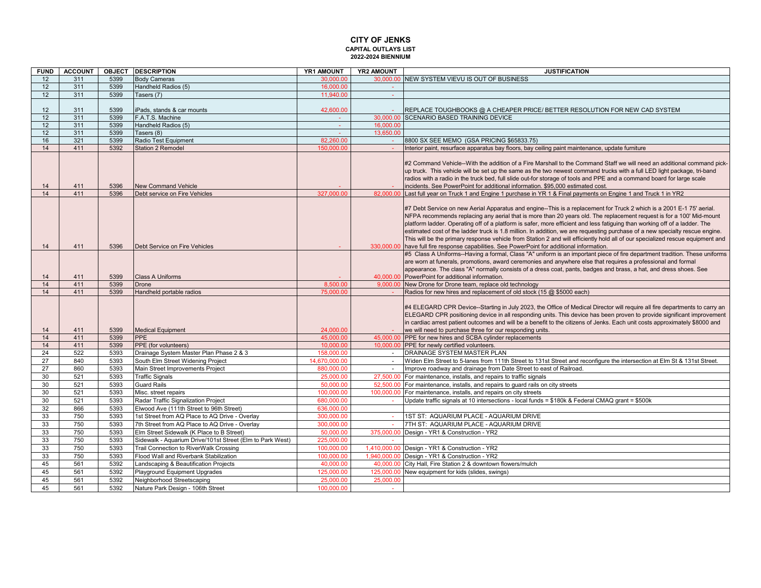# CITY OF JENKS

**CAPITAL OUTLAYS LIST**

**2022-2024 BIENNIUM**

| FUND | ACCOUNT | OBJECT | DESCRIPTION | YR1 AMOUNT | YR2 AMOUNT | JUSTIFICATION |
|---|---|---|---|---|---|---|
| 12 | 311 | 5399 | Body Cameras | 30,000.00 | 30,000.00 | NEW SYSTEM VIEVU IS OUT OF BUSINESS |
| 12 | 311 | 5399 | Handheld Radios (5) | 16,000.00 | - | |
| 12 | 311 | 5399 | Tasers (7) | 11,940.00 | - | |
| 12 | 311 | 5399 | iPads, stands & car mounts | 42,600.00 | - | REPLACE TOUGHBOOKS @ A CHEAPER PRICE/ BETTER RESOLUTION FOR NEW CAD SYSTEM |
| 12 | 311 | 5399 | F.A.T.S. Machine | - | 30,000.00 | SCENARIO BASED TRAINING DEVICE |
| 12 | 311 | 5399 | Handheld Radios (5) | - | 16,000.00 | |
| 12 | 311 | 5399 | Tasers (8) | - | 13,650.00 | |
| 16 | 321 | 5399 | Radio Test Equipment | 82,260.00 | - | 8800 SX SEE MEMO (GSA PRICING $65833.75) |
| 14 | 411 | 5392 | Station 2 Remodel | 150,000.00 | - | Interior paint, resurface apparatus bay floors, bay ceiling paint maintenance, update furniture |
| 14 | 411 | 5396 | New Command Vehicle | - | - | #2 Command Vehicle--With the addition of a Fire Marshall to the Command Staff we will need an additional command pick-up truck. This vehicle will be set up the same as the two newest command trucks with a full LED light package, tri-band radios with a radio in the truck bed, full slide out-for storage of tools and PPE and a command board for large scale incidents. See PowerPoint for additional information. $95,000 estimated cost. |
| 14 | 411 | 5396 | Debt service on Fire Vehicles | 327,000.00 | 82,000.00 | Last full year on Truck 1 and Engine 1 purchase in YR 1 & Final payments on Engine 1 and Truck 1 in YR2 |
| 14 | 411 | 5396 | Debt Service on Fire Vehicles | - | 330,000.00 | #7 Debt Service on new Aerial Apparatus and engine--This is a replacement for Truck 2 which is a 2001 E-1 75' aerial. NFPA recommends replacing any aerial that is more than 20 years old. The replacement request is for a 100' Mid-mount platform ladder. Operating off of a platform is safer, more efficient and less fatiguing than working off of a ladder. The estimated cost of the ladder truck is 1.8 million. In addition, we are requesting purchase of a new specialty rescue engine. This will be the primary response vehicle from Station 2 and will efficiently hold all of our specialized rescue equipment and have full fire response capabilities. See PowerPoint for additional information. |
| 14 | 411 | 5399 | Class A Uniforms | - | 40,000.00 | #5 Class A Uniforms--Having a formal, Class "A" uniform is an important piece of fire department tradition. These uniforms are worn at funerals, promotions, award ceremonies and anywhere else that requires a professional and formal appearance. The class "A" normally consists of a dress coat, pants, badges and brass, a hat, and dress shoes. See PowerPoint for additional information. |
| 14 | 411 | 5399 | Drone | 8,500.00 | 9,000.00 | New Drone for Drone team, replace old technology |
| 14 | 411 | 5399 | Handheld portable radios | 75,000.00 | - | Radios for new hires and replacement of old stock (15 @ $5000 each) |
| 14 | 411 | 5399 | Medical Equipment | 24,000.00 | - | #4 ELEGARD CPR Device--Starting in July 2023, the Office of Medical Director will require all fire departments to carry an ELEGARD CPR positioning device in all responding units. This device has been proven to provide significant improvement in cardiac arrest patient outcomes and will be a benefit to the citizens of Jenks. Each unit costs approximately $8000 and we will need to purchase three for our responding units. |
| 14 | 411 | 5399 | PPE | 45,000.00 | 45,000.00 | PPE for new hires and SCBA cylinder replacements |
| 14 | 411 | 5399 | PPE (for volunteers) | 10,000.00 | 10,000.00 | PPE for newly certified volunteers. |
| 24 | 522 | 5393 | Drainage System Master Plan Phase 2 & 3 | 158,000.00 | - | DRAINAGE SYSTEM MASTER PLAN |
| 27 | 840 | 5393 | South Elm Street Widening Project | 14,670,000.00 | - | Widen Elm Street to 5-lanes from 111th Street to 131st Street and reconfigure the intersection at Elm St & 131st Street. |
| 27 | 860 | 5393 | Main Street Improvements Project | 880,000.00 | - | Improve roadway and drainage from Date Street to east of Railroad. |
| 30 | 521 | 5393 | Traffic Signals | 25,000.00 | 27,500.00 | For maintenance, installs, and repairs to traffic signals |
| 30 | 521 | 5393 | Guard Rails | 50,000.00 | 52,500.00 | For maintenance, installs, and repairs to guard rails on city streets |
| 30 | 521 | 5393 | Misc. street repairs | 100,000.00 | 100,000.00 | For maintenance, installs, and repairs on city streets |
| 30 | 521 | 5393 | Radar Traffic Signalization Project | 680,000.00 | - | Update traffic signals at 10 intersections - local funds = $180k & Federal CMAQ grant = $500k |
| 32 | 866 | 5393 | Elwood Ave (111th Street to 96th Street) | 636,000.00 | | |
| 33 | 750 | 5393 | 1st Street from AQ Place to AQ Drive - Overlay | 300,000.00 | - | 1ST ST: AQUARIUM PLACE - AQUARIUM DRIVE |
| 33 | 750 | 5393 | 7th Street from AQ Place to AQ Drive - Overlay | 300,000.00 | - | 7TH ST: AQUARIUM PLACE - AQUARIUM DRIVE |
| 33 | 750 | 5393 | Elm Street Sidewalk (K Place to B Street) | 50,000.00 | 375,000.00 | Design - YR1 & Construction - YR2 |
| 33 | 750 | 5393 | Sidewalk - Aquarium Drive/101st Street (Elm to Park West) | 225,000.00 | - | |
| 33 | 750 | 5393 | Trail Connection to RiverWalk Crossing | 100,000.00 | 1,410,000.00 | Design - YR1 & Construction - YR2 |
| 33 | 750 | 5393 | Flood Wall and Riverbank Stabilization | 100,000.00 | 1,940,000.00 | Design - YR1 & Construction - YR2 |
| 45 | 561 | 5392 | Landscaping & Beautification Projects | 40,000.00 | 40,000.00 | City Hall, Fire Station 2 & downtown flowers/mulch |
| 45 | 561 | 5392 | Playground Equipment Upgrades | 125,000.00 | 125,000.00 | New equipment for kids (slides, swings) |
| 45 | 561 | 5392 | Neighborhood Streetscaping | 25,000.00 | 25,000.00 | |
| 45 | 561 | 5392 | Nature Park Design - 106th Street | 100,000.00 | - | |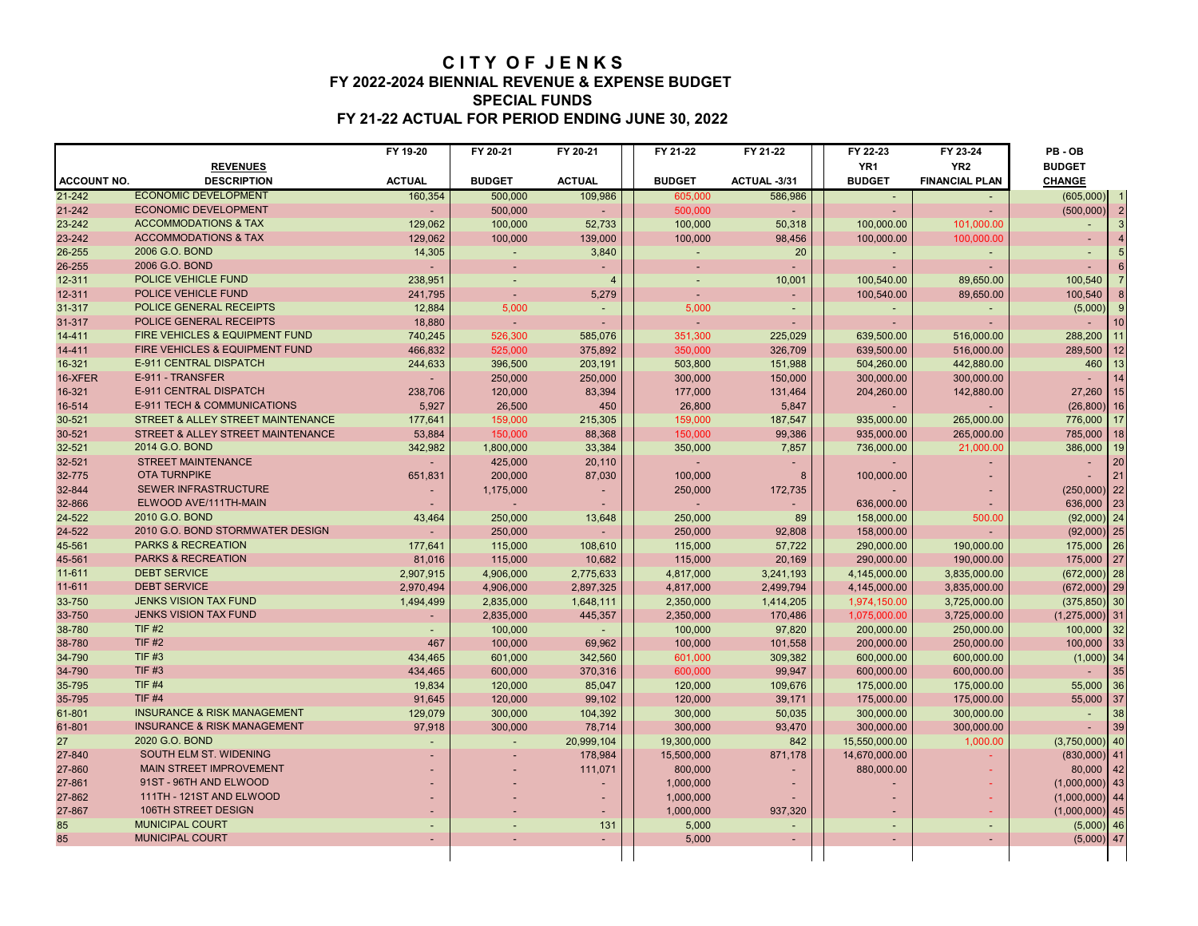# CITY OF JENKS

## FY 2022-2024 BIENNIAL REVENUE & EXPENSE BUDGET

## SPECIAL FUNDS

## FY 21-22 ACTUAL FOR PERIOD ENDING JUNE 30, 2022

| ACCOUNT NO. | REVENUES DESCRIPTION | FY 19-20 ACTUAL | FY 20-21 BUDGET | FY 20-21 ACTUAL | FY 21-22 BUDGET | FY 21-22 ACTUAL -3/31 | FY 22-23 YR1 BUDGET | FY 23-24 YR2 FINANCIAL PLAN | PB - OB BUDGET CHANGE | |
|---|---|---|---|---|---|---|---|---|---|---|
| 21-242 | ECONOMIC DEVELOPMENT | 160,354 | 500,000 | 109,986 | 605,000 | 586,986 | - | - | (605,000) | 1 |
| 21-242 | ECONOMIC DEVELOPMENT | - | 500,000 | - | 500,000 | - | - | - | (500,000) | 2 |
| 23-242 | ACCOMMODATIONS & TAX | 129,062 | 100,000 | 52,733 | 100,000 | 50,318 | 100,000.00 | 101,000.00 | - | 3 |
| 23-242 | ACCOMMODATIONS & TAX | 129,062 | 100,000 | 139,000 | 100,000 | 98,456 | 100,000.00 | 100,000.00 | - | 4 |
| 26-255 | 2006 G.O. BOND | 14,305 | - | 3,840 | - | 20 | - | - | - | 5 |
| 26-255 | 2006 G.O. BOND | - | - | - | - | - | - | - | - | 6 |
| 12-311 | POLICE VEHICLE FUND | 238,951 | - | 4 | - | 10,001 | 100,540.00 | 89,650.00 | 100,540 | 7 |
| 12-311 | POLICE VEHICLE FUND | 241,795 | - | 5,279 | - | - | 100,540.00 | 89,650.00 | 100,540 | 8 |
| 31-317 | POLICE GENERAL RECEIPTS | 12,884 | 5,000 | - | 5,000 | - | - | - | (5,000) | 9 |
| 31-317 | POLICE GENERAL RECEIPTS | 18,880 | - | - | - | - | - | - | - | 10 |
| 14-411 | FIRE VEHICLES & EQUIPMENT FUND | 740,245 | 526,300 | 585,076 | 351,300 | 225,029 | 639,500.00 | 516,000.00 | 288,200 | 11 |
| 14-411 | FIRE VEHICLES & EQUIPMENT FUND | 466,832 | 525,000 | 375,892 | 350,000 | 326,709 | 639,500.00 | 516,000.00 | 289,500 | 12 |
| 16-321 | E-911 CENTRAL DISPATCH | 244,633 | 396,500 | 203,191 | 503,800 | 151,988 | 504,260.00 | 442,880.00 | 460 | 13 |
| 16-XFER | E-911 - TRANSFER | - | 250,000 | 250,000 | 300,000 | 150,000 | 300,000.00 | 300,000.00 | - | 14 |
| 16-321 | E-911 CENTRAL DISPATCH | 238,706 | 120,000 | 83,394 | 177,000 | 131,464 | 204,260.00 | 142,880.00 | 27,260 | 15 |
| 16-514 | E-911 TECH & COMMUNICATIONS | 5,927 | 26,500 | 450 | 26,800 | 5,847 | - | - | (26,800) | 16 |
| 30-521 | STREET & ALLEY STREET MAINTENANCE | 177,641 | 159,000 | 215,305 | 159,000 | 187,547 | 935,000.00 | 265,000.00 | 776,000 | 17 |
| 30-521 | STREET & ALLEY STREET MAINTENANCE | 53,884 | 150,000 | 88,368 | 150,000 | 99,386 | 935,000.00 | 265,000.00 | 785,000 | 18 |
| 32-521 | 2014 G.O. BOND | 342,982 | 1,800,000 | 33,384 | 350,000 | 7,857 | 736,000.00 | 21,000.00 | 386,000 | 19 |
| 32-521 | STREET MAINTENANCE | - | 425,000 | 20,110 | - | - | - | - | - | 20 |
| 32-775 | OTA TURNPIKE | 651,831 | 200,000 | 87,030 | 100,000 | 8 | 100,000.00 | - | - | 21 |
| 32-844 | SEWER INFRASTRUCTURE | - | 1,175,000 | - | 250,000 | 172,735 | - | - | (250,000) | 22 |
| 32-866 | ELWOOD AVE/111TH-MAIN | - | - | - | - | - | 636,000.00 | - | 636,000 | 23 |
| 24-522 | 2010 G.O. BOND | 43,464 | 250,000 | 13,648 | 250,000 | 89 | 158,000.00 | 500.00 | (92,000) | 24 |
| 24-522 | 2010 G.O. BOND STORMWATER DESIGN | - | 250,000 | - | 250,000 | 92,808 | 158,000.00 | - | (92,000) | 25 |
| 45-561 | PARKS & RECREATION | 177,641 | 115,000 | 108,610 | 115,000 | 57,722 | 290,000.00 | 190,000.00 | 175,000 | 26 |
| 45-561 | PARKS & RECREATION | 81,016 | 115,000 | 10,682 | 115,000 | 20,169 | 290,000.00 | 190,000.00 | 175,000 | 27 |
| 11-611 | DEBT SERVICE | 2,907,915 | 4,906,000 | 2,775,633 | 4,817,000 | 3,241,193 | 4,145,000.00 | 3,835,000.00 | (672,000) | 28 |
| 11-611 | DEBT SERVICE | 2,970,494 | 4,906,000 | 2,897,325 | 4,817,000 | 2,499,794 | 4,145,000.00 | 3,835,000.00 | (672,000) | 29 |
| 33-750 | JENKS VISION TAX FUND | 1,494,499 | 2,835,000 | 1,648,111 | 2,350,000 | 1,414,205 | 1,974,150.00 | 3,725,000.00 | (375,850) | 30 |
| 33-750 | JENKS VISION TAX FUND | - | 2,835,000 | 445,357 | 2,350,000 | 170,486 | 1,075,000.00 | 3,725,000.00 | (1,275,000) | 31 |
| 38-780 | TIF #2 | - | 100,000 | - | 100,000 | 97,820 | 200,000.00 | 250,000.00 | 100,000 | 32 |
| 38-780 | TIF #2 | 467 | 100,000 | 69,962 | 100,000 | 101,558 | 200,000.00 | 250,000.00 | 100,000 | 33 |
| 34-790 | TIF #3 | 434,465 | 601,000 | 342,560 | 601,000 | 309,382 | 600,000.00 | 600,000.00 | (1,000) | 34 |
| 34-790 | TIF #3 | 434,465 | 600,000 | 370,316 | 600,000 | 99,947 | 600,000.00 | 600,000.00 | - | 35 |
| 35-795 | TIF #4 | 19,834 | 120,000 | 85,047 | 120,000 | 109,676 | 175,000.00 | 175,000.00 | 55,000 | 36 |
| 35-795 | TIF #4 | 91,645 | 120,000 | 99,102 | 120,000 | 39,171 | 175,000.00 | 175,000.00 | 55,000 | 37 |
| 61-801 | INSURANCE & RISK MANAGEMENT | 129,079 | 300,000 | 104,392 | 300,000 | 50,035 | 300,000.00 | 300,000.00 | - | 38 |
| 61-801 | INSURANCE & RISK MANAGEMENT | 97,918 | 300,000 | 78,714 | 300,000 | 93,470 | 300,000.00 | 300,000.00 | - | 39 |
| 27 | 2020 G.O. BOND | - | - | 20,999,104 | 19,300,000 | 842 | 15,550,000.00 | 1,000.00 | (3,750,000) | 40 |
| 27-840 | SOUTH ELM ST. WIDENING | - | - | 178,984 | 15,500,000 | 871,178 | 14,670,000.00 | - | (830,000) | 41 |
| 27-860 | MAIN STREET IMPROVEMENT | - | - | 111,071 | 800,000 | - | 880,000.00 | - | 80,000 | 42 |
| 27-861 | 91ST - 96TH AND ELWOOD | - | - | - | 1,000,000 | - | - | - | (1,000,000) | 43 |
| 27-862 | 111TH - 121ST AND ELWOOD | - | - | - | 1,000,000 | - | - | - | (1,000,000) | 44 |
| 27-867 | 106TH STREET DESIGN | - | - | - | 1,000,000 | 937,320 | - | - | (1,000,000) | 45 |
| 85 | MUNICIPAL COURT | - | - | 131 | 5,000 | - | - | - | (5,000) | 46 |
| 85 | MUNICIPAL COURT | - | - | - | 5,000 | - | - | - | (5,000) | 47 |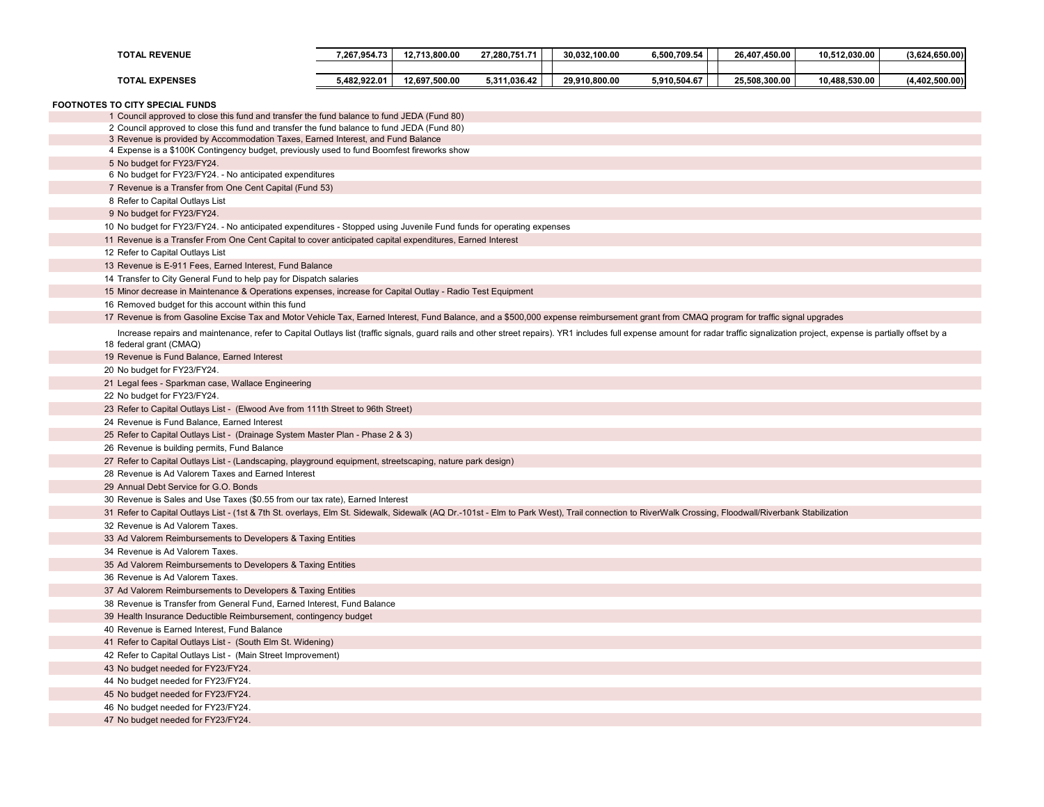| | | | | | | | | |
|---|---|---|---|---|---|---|---|---|
| **TOTAL REVENUE** | **7,267,954.73** | **12,713,800.00** | **27,280,751.71** | **30,032,100.00** | **6,500,709.54** | **26,407,450.00** | **10,512,030.00** | **(3,624,650.00)** |
| **TOTAL EXPENSES** | **5,482,922.01** | **12,697,500.00** | **5,311,036.42** | **29,910,800.00** | **5,910,504.67** | **25,508,300.00** | **10,488,530.00** | **(4,402,500.00)** |

**FOOTNOTES TO CITY SPECIAL FUNDS**

1 Council approved to close this fund and transfer the fund balance to fund JEDA (Fund 80)
2 Council approved to close this fund and transfer the fund balance to fund JEDA (Fund 80)
3 Revenue is provided by Accommodation Taxes, Earned Interest, and Fund Balance
4 Expense is a $100K Contingency budget, previously used to fund Boomfest fireworks show
5 No budget for FY23/FY24.
6 No budget for FY23/FY24. - No anticipated expenditures
7 Revenue is a Transfer from One Cent Capital (Fund 53)
8 Refer to Capital Outlays List
9 No budget for FY23/FY24.
10 No budget for FY23/FY24. - No anticipated expenditures - Stopped using Juvenile Fund funds for operating expenses
11 Revenue is a Transfer From One Cent Capital to cover anticipated capital expenditures, Earned Interest
12 Refer to Capital Outlays List
13 Revenue is E-911 Fees, Earned Interest, Fund Balance
14 Transfer to City General Fund to help pay for Dispatch salaries
15 Minor decrease in Maintenance & Operations expenses, increase for Capital Outlay - Radio Test Equipment
16 Removed budget for this account within this fund
17 Revenue is from Gasoline Excise Tax and Motor Vehicle Tax, Earned Interest, Fund Balance, and a $500,000 expense reimbursement grant from CMAQ program for traffic signal upgrades
18 Increase repairs and maintenance, refer to Capital Outlays list (traffic signals, guard rails and other street repairs). YR1 includes full expense amount for radar traffic signalization project, expense is partially offset by a federal grant (CMAQ)
19 Revenue is Fund Balance, Earned Interest
20 No budget for FY23/FY24.
21 Legal fees - Sparkman case, Wallace Engineering
22 No budget for FY23/FY24.
23 Refer to Capital Outlays List - (Elwood Ave from 111th Street to 96th Street)
24 Revenue is Fund Balance, Earned Interest
25 Refer to Capital Outlays List - (Drainage System Master Plan - Phase 2 & 3)
26 Revenue is building permits, Fund Balance
27 Refer to Capital Outlays List - (Landscaping, playground equipment, streetscaping, nature park design)
28 Revenue is Ad Valorem Taxes and Earned Interest
29 Annual Debt Service for G.O. Bonds
30 Revenue is Sales and Use Taxes ($0.55 from our tax rate), Earned Interest
31 Refer to Capital Outlays List - (1st & 7th St. overlays, Elm St. Sidewalk, Sidewalk (AQ Dr.-101st - Elm to Park West), Trail connection to RiverWalk Crossing, Floodwall/Riverbank Stabilization
32 Revenue is Ad Valorem Taxes.
33 Ad Valorem Reimbursements to Developers & Taxing Entities
34 Revenue is Ad Valorem Taxes.
35 Ad Valorem Reimbursements to Developers & Taxing Entities
36 Revenue is Ad Valorem Taxes.
37 Ad Valorem Reimbursements to Developers & Taxing Entities
38 Revenue is Transfer from General Fund, Earned Interest, Fund Balance
39 Health Insurance Deductible Reimbursement, contingency budget
40 Revenue is Earned Interest, Fund Balance
41 Refer to Capital Outlays List - (South Elm St. Widening)
42 Refer to Capital Outlays List - (Main Street Improvement)
43 No budget needed for FY23/FY24.
44 No budget needed for FY23/FY24.
45 No budget needed for FY23/FY24.
46 No budget needed for FY23/FY24.
47 No budget needed for FY23/FY24.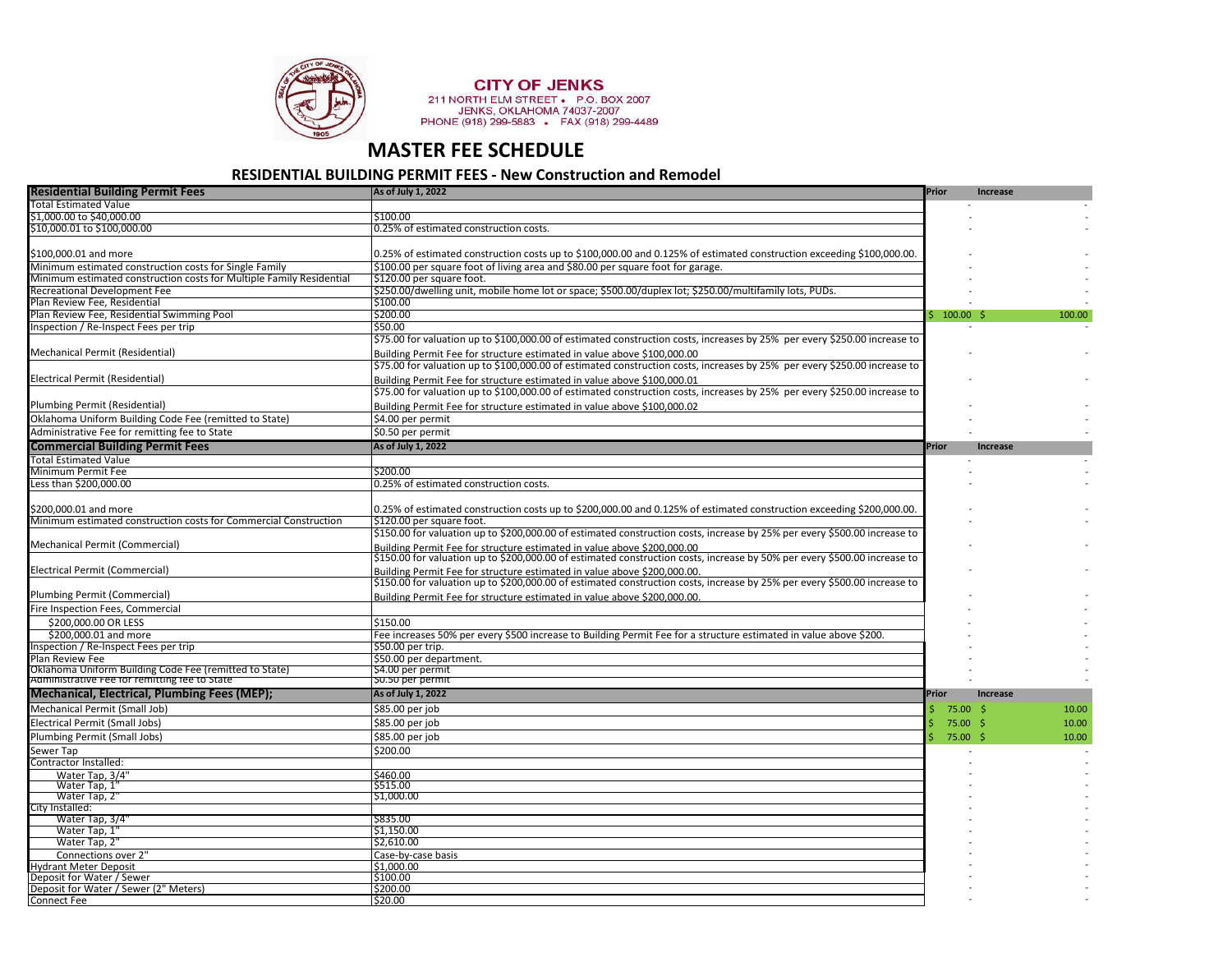CITY OF JENKS
211 NORTH ELM STREET • P.O. BOX 2007
JENKS, OKLAHOMA 74037-2007
PHONE (918) 299-5883 • FAX (918) 299-4489

# MASTER FEE SCHEDULE

## RESIDENTIAL BUILDING PERMIT FEES - New Construction and Remodel

| Residential Building Permit Fees | As of July 1, 2022 | Prior | Increase |
|---|---|---|---|
| Total Estimated Value | | - | - |
| $1,000.00 to $40,000.00 | $100.00 | - | - |
| $10,000.01 to $100,000.00 | 0.25% of estimated construction costs. | - | - |
| $100,000.01 and more | 0.25% of estimated construction costs up to $100,000.00 and 0.125% of estimated construction exceeding $100,000.00. | - | - |
| Minimum estimated construction costs for Single Family | $100.00 per square foot of living area and $80.00 per square foot for garage. | - | - |
| Minimum estimated construction costs for Multiple Family Residential | $120.00 per square foot. | - | - |
| Recreational Development Fee | $250.00/dwelling unit, mobile home lot or space; $500.00/duplex lot; $250.00/multifamily lots, PUDs. | - | - |
| Plan Review Fee, Residential | $100.00 | - | - |
| Plan Review Fee, Residential Swimming Pool | $200.00 | $ 100.00 | $ 100.00 |
| Inspection / Re-Inspect Fees per trip | $50.00 | - | - |
| Mechanical Permit (Residential) | $75.00 for valuation up to $100,000.00 of estimated construction costs, increases by 25% per every $250.00 increase to Building Permit Fee for structure estimated in value above $100,000.00 | - | - |
| Electrical Permit (Residential) | $75.00 for valuation up to $100,000.00 of estimated construction costs, increases by 25% per every $250.00 increase to Building Permit Fee for structure estimated in value above $100,000.01 | - | - |
| Plumbing Permit (Residential) | $75.00 for valuation up to $100,000.00 of estimated construction costs, increases by 25% per every $250.00 increase to Building Permit Fee for structure estimated in value above $100,000.02 | - | - |
| Oklahoma Uniform Building Code Fee (remitted to State) | $4.00 per permit | - | - |
| Administrative Fee for remitting fee to State | $0.50 per permit | - | - |

| Commercial Building Permit Fees | As of July 1, 2022 | Prior | Increase |
|---|---|---|---|
| Total Estimated Value | | - | - |
| Minimum Permit Fee | $200.00 | - | - |
| Less than $200,000.00 | 0.25% of estimated construction costs. | - | - |
| $200,000.01 and more | 0.25% of estimated construction costs up to $200,000.00 and 0.125% of estimated construction exceeding $200,000.00. | - | - |
| Minimum estimated construction costs for Commercial Construction | $120.00 per square foot. | - | - |
| Mechanical Permit (Commercial) | $150.00 for valuation up to $200,000.00 of estimated construction costs, increase by 25% per every $500.00 increase to Building Permit Fee for structure estimated in value above $200,000.00 | - | - |
| Electrical Permit (Commercial) | $150.00 for valuation up to $200,000.00 of estimated construction costs, increase by 50% per every $500.00 increase to Building Permit Fee for structure estimated in value above $200,000.00. | - | - |
| Plumbing Permit (Commercial) | $150.00 for valuation up to $200,000.00 of estimated construction costs, increase by 25% per every $500.00 increase to Building Permit Fee for structure estimated in value above $200,000.00. | - | - |
| Fire Inspection Fees, Commercial | | - | - |
| $200,000.00 OR LESS | $150.00 | - | - |
| $200,000.01 and more | Fee increases 50% per every $500 increase to Building Permit Fee for a structure estimated in value above $200. | - | - |
| Inspection / Re-Inspect Fees per trip | $50.00 per trip. | - | - |
| Plan Review Fee | $50.00 per department. | - | - |
| Oklahoma Uniform Building Code Fee (remitted to State) | $4.00 per permit | - | - |
| Administrative Fee for remitting fee to State | $0.50 per permit | - | - |

| Mechanical, Electrical, Plumbing Fees (MEP); | As of July 1, 2022 | Prior | Increase |
|---|---|---|---|
| Mechanical Permit (Small Job) | $85.00 per job | $ 75.00 | $ 10.00 |
| Electrical Permit (Small Jobs) | $85.00 per job | $ 75.00 | $ 10.00 |
| Plumbing Permit (Small Jobs) | $85.00 per job | $ 75.00 | $ 10.00 |
| Sewer Tap | $200.00 | - | - |
| Contractor Installed: | | - | - |
| Water Tap, 3/4" | $460.00 | - | - |
| Water Tap, 1" | $515.00 | - | - |
| Water Tap, 2" | $1,000.00 | - | - |
| City Installed: | | - | - |
| Water Tap, 3/4" | $835.00 | - | - |
| Water Tap, 1" | $1,150.00 | - | - |
| Water Tap, 2" | $2,610.00 | - | - |
| Connections over 2" | Case-by-case basis | - | - |
| Hydrant Meter Deposit | $1,000.00 | - | - |
| Deposit for Water / Sewer | $100.00 | - | - |
| Deposit for Water / Sewer (2" Meters) | $200.00 | - | - |
| Connect Fee | $20.00 | - | - |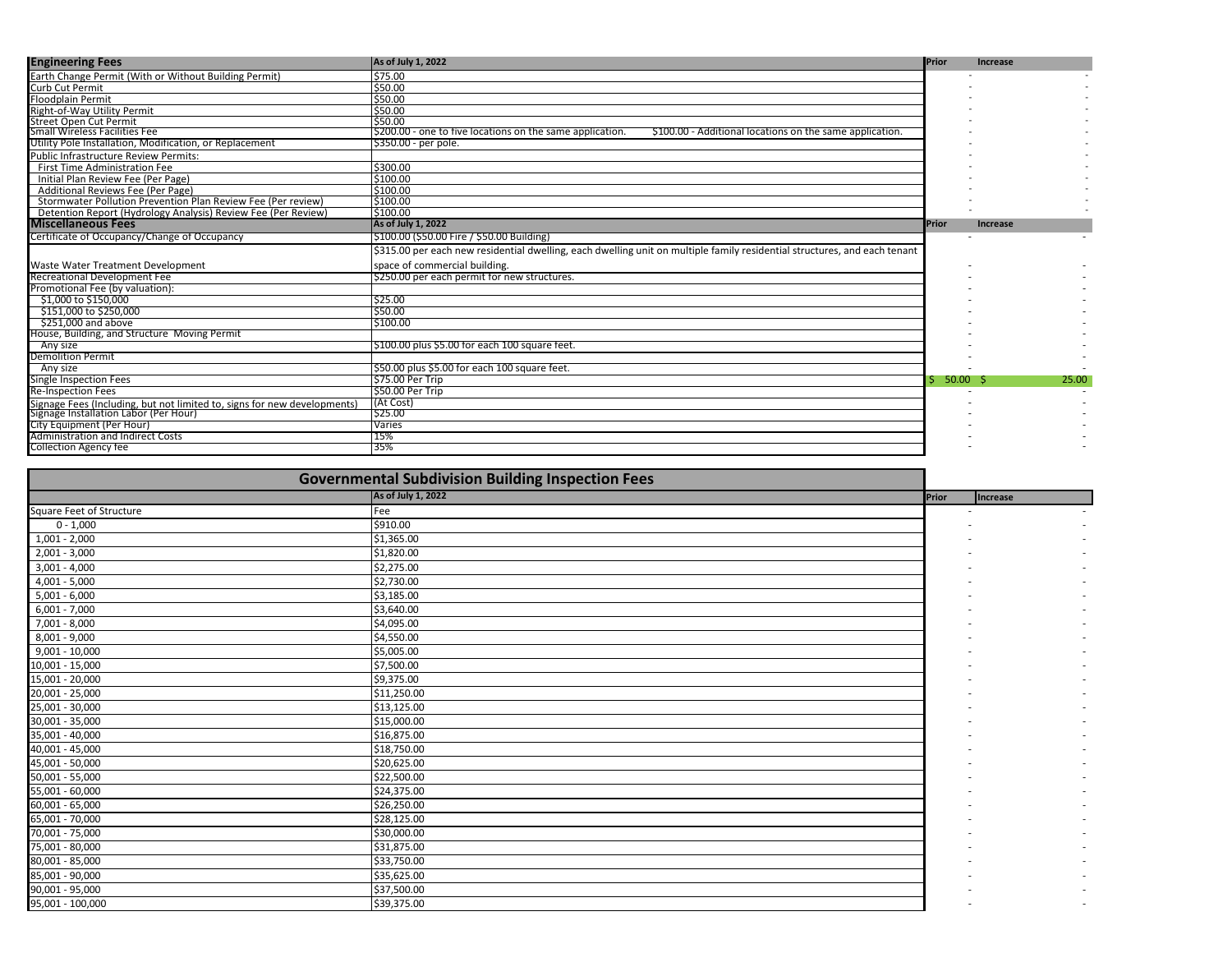| Engineering Fees | As of July 1, 2022 | Prior | Increase |
|---|---|---|---|
| Earth Change Permit (With or Without Building Permit) | $75.00 | - | - |
| Curb Cut Permit | $50.00 | - | - |
| Floodplain Permit | $50.00 | - | - |
| Right-of-Way Utility Permit | $50.00 | - | - |
| Street Open Cut Permit | $50.00 | - | - |
| Small Wireless Facilities Fee | $200.00 - one to five locations on the same application. $100.00 - Additional locations on the same application. | - | - |
| Utility Pole Installation, Modification, or Replacement | $350.00 - per pole. | - | - |
| Public Infrastructure Review Permits: | | - | - |
| First Time Administration Fee | $300.00 | - | - |
| Initial Plan Review Fee (Per Page) | $100.00 | - | - |
| Additional Reviews Fee (Per Page) | $100.00 | - | - |
| Stormwater Pollution Prevention Plan Review Fee (Per review) | $100.00 | - | - |
| Detention Report (Hydrology Analysis) Review Fee (Per Review) | $100.00 | - | - |

| Miscellaneous Fees | As of July 1, 2022 | Prior | Increase |
|---|---|---|---|
| Certificate of Occupancy/Change of Occupancy | $100.00 ($50.00 Fire / $50.00 Building) | - | - |
| Waste Water Treatment Development | $315.00 per each new residential dwelling, each dwelling unit on multiple family residential structures, and each tenant space of commercial building. | - | - |
| Recreational Development Fee | $250.00 per each permit for new structures. | - | - |
| Promotional Fee (by valuation): | | - | - |
| $1,000 to $150,000 | $25.00 | - | - |
| $151,000 to $250,000 | $50.00 | - | - |
| $251,000 and above | $100.00 | - | - |
| House, Building, and Structure Moving Permit | | - | - |
| Any size | $100.00 plus $5.00 for each 100 square feet. | - | - |
| Demolition Permit | | - | - |
| Any size | $50.00 plus $5.00 for each 100 square feet. | - | - |
| Single Inspection Fees | $75.00 Per Trip | $ 50.00 | $ 25.00 |
| Re-Inspection Fees | $50.00 Per Trip | - | - |
| Signage Fees (Including, but not limited to, signs for new developments) | (At Cost) | - | - |
| Signage Installation Labor (Per Hour) | $25.00 | - | - |
| City Equipment (Per Hour) | Varies | - | - |
| Administration and Indirect Costs | 15% | - | - |
| Collection Agency fee | 35% | - | - |

## Governmental Subdivision Building Inspection Fees

| | As of July 1, 2022 | Prior | Increase |
|---|---|---|---|
| Square Feet of Structure | Fee | - | - |
| 0 - 1,000 | $910.00 | - | - |
| 1,001 - 2,000 | $1,365.00 | - | - |
| 2,001 - 3,000 | $1,820.00 | - | - |
| 3,001 - 4,000 | $2,275.00 | - | - |
| 4,001 - 5,000 | $2,730.00 | - | - |
| 5,001 - 6,000 | $3,185.00 | - | - |
| 6,001 - 7,000 | $3,640.00 | - | - |
| 7,001 - 8,000 | $4,095.00 | - | - |
| 8,001 - 9,000 | $4,550.00 | - | - |
| 9,001 - 10,000 | $5,005.00 | - | - |
| 10,001 - 15,000 | $7,500.00 | - | - |
| 15,001 - 20,000 | $9,375.00 | - | - |
| 20,001 - 25,000 | $11,250.00 | - | - |
| 25,001 - 30,000 | $13,125.00 | - | - |
| 30,001 - 35,000 | $15,000.00 | - | - |
| 35,001 - 40,000 | $16,875.00 | - | - |
| 40,001 - 45,000 | $18,750.00 | - | - |
| 45,001 - 50,000 | $20,625.00 | - | - |
| 50,001 - 55,000 | $22,500.00 | - | - |
| 55,001 - 60,000 | $24,375.00 | - | - |
| 60,001 - 65,000 | $26,250.00 | - | - |
| 65,001 - 70,000 | $28,125.00 | - | - |
| 70,001 - 75,000 | $30,000.00 | - | - |
| 75,001 - 80,000 | $31,875.00 | - | - |
| 80,001 - 85,000 | $33,750.00 | - | - |
| 85,001 - 90,000 | $35,625.00 | - | - |
| 90,001 - 95,000 | $37,500.00 | - | - |
| 95,001 - 100,000 | $39,375.00 | - | - |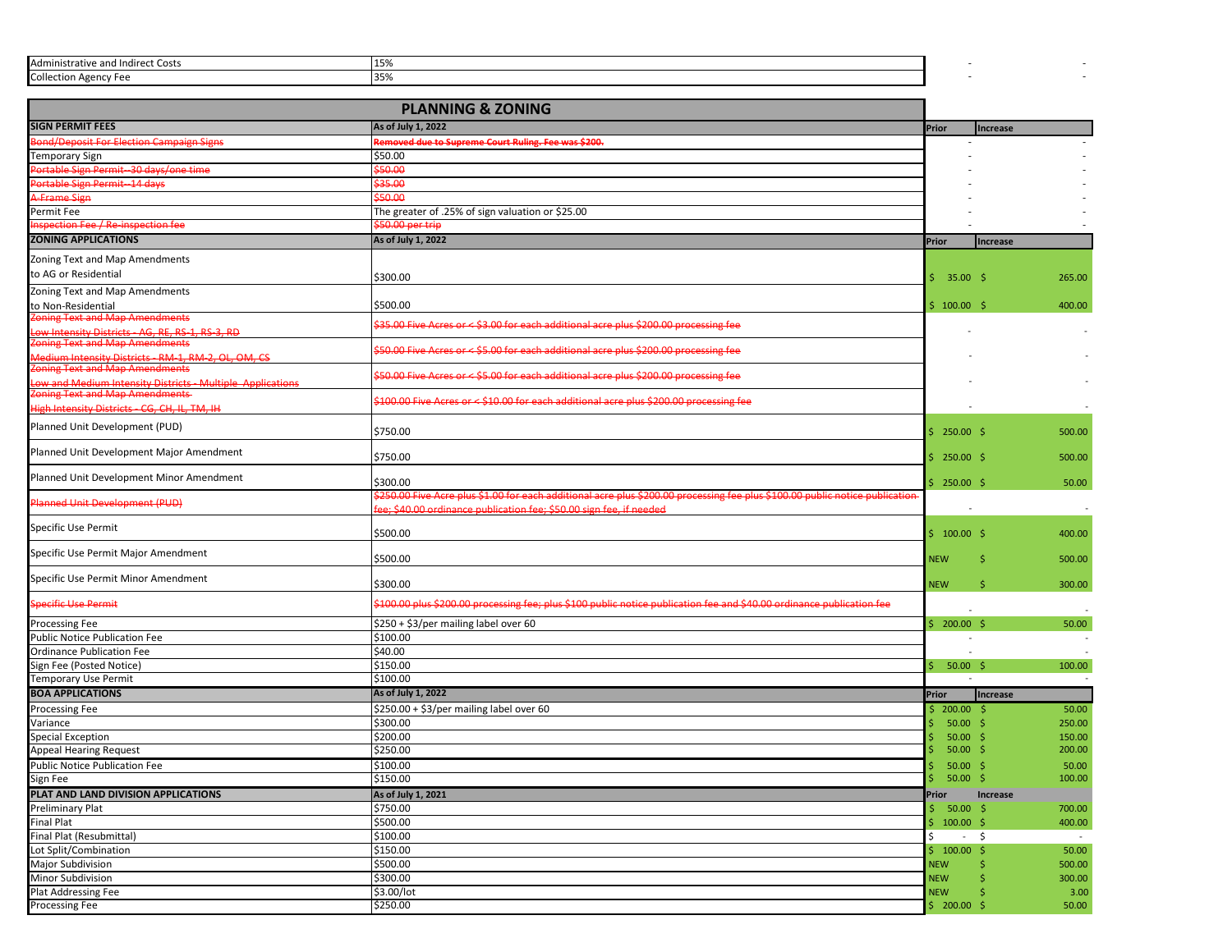| | | | |
|---|---|---|---|
| Administrative and Indirect Costs | 15% | - | - |
| Collection Agency Fee | 35% | - | - |

## PLANNING & ZONING

| SIGN PERMIT FEES | As of July 1, 2022 | Prior | Increase |
|---|---|---|---|
| ~~Bond/Deposit For Election Campaign Signs~~ | ~~Removed due to Supreme Court Ruling. Fee was $200.~~ | - | - |
| Temporary Sign | $50.00 | - | - |
| ~~Portable Sign Permit--30 days/one time~~ | ~~$50.00~~ | - | - |
| ~~Portable Sign Permit--14 days~~ | ~~$35.00~~ | - | - |
| ~~A-Frame Sign~~ | ~~$50.00~~ | - | - |
| Permit Fee | The greater of .25% of sign valuation or $25.00 | - | - |
| ~~Inspection Fee / Re-inspection fee~~ | ~~$50.00 per trip~~ | - | - |
| **ZONING APPLICATIONS** | **As of July 1, 2022** | **Prior** | **Increase** |
| Zoning Text and Map Amendments to AG or Residential | $300.00 | $ 35.00 | $ 265.00 |
| Zoning Text and Map Amendments to Non-Residential | $500.00 | $ 100.00 | $ 400.00 |
| ~~Zoning Text and Map Amendments Low Intensity Districts - AG, RE, RS-1, RS-3, RD~~ | ~~$35.00 Five Acres or < $3.00 for each additional acre plus $200.00 processing fee~~ | - | - |
| ~~Zoning Text and Map Amendments Medium Intensity Districts - RM-1, RM-2, OL, OM, CS~~ | ~~$50.00 Five Acres or < $5.00 for each additional acre plus $200.00 processing fee~~ | - | - |
| ~~Zoning Text and Map Amendments Low and Medium Intensity Districts - Multiple Applications~~ | ~~$50.00 Five Acres or < $5.00 for each additional acre plus $200.00 processing fee~~ | - | - |
| ~~Zoning Text and Map Amendments High Intensity Districts - CG, CH, IL, TM, IH~~ | ~~$100.00 Five Acres or < $10.00 for each additional acre plus $200.00 processing fee~~ | - | - |
| Planned Unit Development (PUD) | $750.00 | $ 250.00 | $ 500.00 |
| Planned Unit Development Major Amendment | $750.00 | $ 250.00 | $ 500.00 |
| Planned Unit Development Minor Amendment | $300.00 | $ 250.00 | $ 50.00 |
| ~~Planned Unit Development (PUD)~~ | ~~$250.00 Five Acre plus $1.00 for each additional acre plus $200.00 processing fee plus $100.00 public notice publication fee; $40.00 ordinance publication fee; $50.00 sign fee, if needed~~ | - | - |
| Specific Use Permit | $500.00 | $ 100.00 | $ 400.00 |
| Specific Use Permit Major Amendment | $500.00 | NEW | $ 500.00 |
| Specific Use Permit Minor Amendment | $300.00 | NEW | $ 300.00 |
| ~~Specific Use Permit~~ | ~~$100.00 plus $200.00 processing fee; plus $100 public notice publication fee and $40.00 ordinance publication fee~~ | - | - |
| Processing Fee | $250 + $3/per mailing label over 60 | $ 200.00 | $ 50.00 |
| Public Notice Publication Fee | $100.00 | - | - |
| Ordinance Publication Fee | $40.00 | - | - |
| Sign Fee (Posted Notice) | $150.00 | $ 50.00 | $ 100.00 |
| Temporary Use Permit | $100.00 | - | - |
| **BOA APPLICATIONS** | **As of July 1, 2022** | **Prior** | **Increase** |
| Processing Fee | $250.00 + $3/per mailing label over 60 | $ 200.00 | $ 50.00 |
| Variance | $300.00 | $ 50.00 | $ 250.00 |
| Special Exception | $200.00 | $ 50.00 | $ 150.00 |
| Appeal Hearing Request | $250.00 | $ 50.00 | $ 200.00 |
| Public Notice Publication Fee | $100.00 | $ 50.00 | $ 50.00 |
| Sign Fee | $150.00 | $ 50.00 | $ 100.00 |
| **PLAT AND LAND DIVISION APPLICATIONS** | **As of July 1, 2021** | **Prior** | **Increase** |
| Preliminary Plat | $750.00 | $ 50.00 | $ 700.00 |
| Final Plat | $500.00 | $ 100.00 | $ 400.00 |
| Final Plat (Resubmittal) | $100.00 | $ - | $ - |
| Lot Split/Combination | $150.00 | $ 100.00 | $ 50.00 |
| Major Subdivision | $500.00 | NEW | $ 500.00 |
| Minor Subdivision | $300.00 | NEW | $ 300.00 |
| Plat Addressing Fee | $3.00/lot | NEW | $ 3.00 |
| Processing Fee | $250.00 | $ 200.00 | $ 50.00 |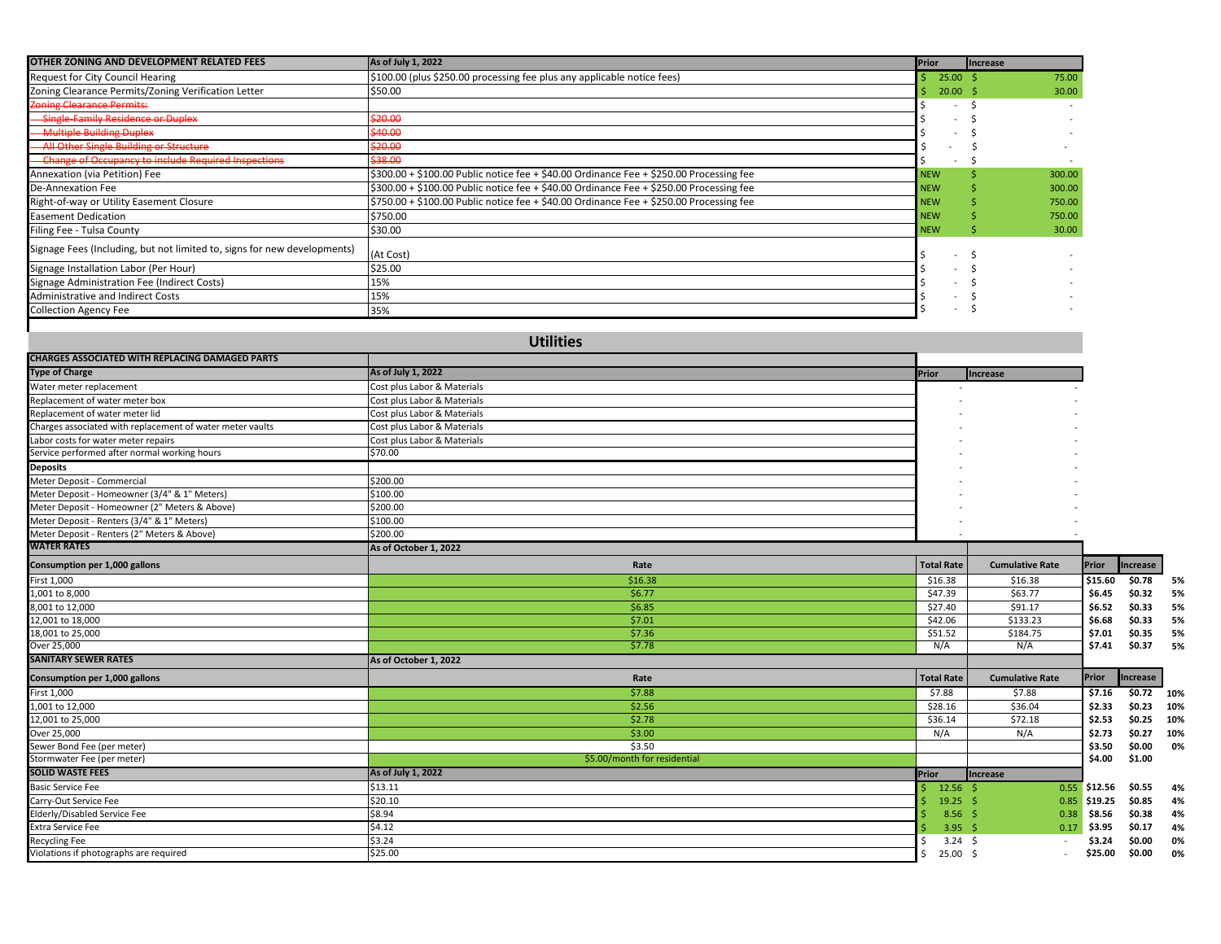| OTHER ZONING AND DEVELOPMENT RELATED FEES | As of July 1, 2022 | Prior | Increase |
|---|---|---|---|
| Request for City Council Hearing | $100.00 (plus $250.00 processing fee plus any applicable notice fees) | $ 25.00 | $ 75.00 |
| Zoning Clearance Permits/Zoning Verification Letter | $50.00 | $ 20.00 | $ 30.00 |
| ~~Zoning Clearance Permits:~~ | | $ - | $ - |
| ~~Single-Family Residence or Duplex~~ | ~~$20.00~~ | $ - | $ - |
| ~~Multiple Building Duplex~~ | ~~$40.00~~ | $ - | $ - |
| ~~All Other Single Building or Structure~~ | ~~$20.00~~ | $ - | $ - |
| ~~Change of Occupancy to include Required Inspections~~ | ~~$38.00~~ | $ - | $ - |
| Annexation (via Petition) Fee | $300.00 + $100.00 Public notice fee + $40.00 Ordinance Fee + $250.00 Processing fee | NEW | $ 300.00 |
| De-Annexation Fee | $300.00 + $100.00 Public notice fee + $40.00 Ordinance Fee + $250.00 Processing fee | NEW | $ 300.00 |
| Right-of-way or Utility Easement Closure | $750.00 + $100.00 Public notice fee + $40.00 Ordinance Fee + $250.00 Processing fee | NEW | $ 750.00 |
| Easement Dedication | $750.00 | NEW | $ 750.00 |
| Filing Fee - Tulsa County | $30.00 | NEW | $ 30.00 |
| Signage Fees (Including, but not limited to, signs for new developments) | (At Cost) | $ - | $ - |
| Signage Installation Labor (Per Hour) | $25.00 | $ - | $ - |
| Signage Administration Fee (Indirect Costs) | 15% | $ - | $ - |
| Administrative and Indirect Costs | 15% | $ - | $ - |
| Collection Agency Fee | 35% | $ - | $ - |

## Utilities

| CHARGES ASSOCIATED WITH REPLACING DAMAGED PARTS | | | |
|---|---|---|---|
| **Type of Charge** | **As of July 1, 2022** | **Prior** | **Increase** |
| Water meter replacement | Cost plus Labor & Materials | - | - |
| Replacement of water meter box | Cost plus Labor & Materials | - | - |
| Replacement of water meter lid | Cost plus Labor & Materials | - | - |
| Charges associated with replacement of water meter vaults | Cost plus Labor & Materials | - | - |
| Labor costs for water meter repairs | Cost plus Labor & Materials | - | - |
| Service performed after normal working hours | $70.00 | - | - |
| **Deposits** | | - | - |
| Meter Deposit - Commercial | $200.00 | - | - |
| Meter Deposit - Homeowner (3/4" & 1" Meters) | $100.00 | - | - |
| Meter Deposit - Homeowner (2" Meters & Above) | $200.00 | - | - |
| Meter Deposit - Renters (3/4" & 1" Meters) | $100.00 | - | - |
| Meter Deposit - Renters (2" Meters & Above) | $200.00 | - | - |

| WATER RATES | As of October 1, 2022 | | | | | |
|---|---|---|---|---|---|---|
| **Consumption per 1,000 gallons** | **Rate** | **Total Rate** | **Cumulative Rate** | **Prior** | **Increase** | |
| First 1,000 | $16.38 | $16.38 | $16.38 | $15.60 | $0.78 | 5% |
| 1,001 to 8,000 | $6.77 | $47.39 | $63.77 | $6.45 | $0.32 | 5% |
| 8,001 to 12,000 | $6.85 | $27.40 | $91.17 | $6.52 | $0.33 | 5% |
| 12,001 to 18,000 | $7.01 | $42.06 | $133.23 | $6.68 | $0.33 | 5% |
| 18,001 to 25,000 | $7.36 | $51.52 | $184.75 | $7.01 | $0.35 | 5% |
| Over 25,000 | $7.78 | N/A | N/A | $7.41 | $0.37 | 5% |

| SANITARY SEWER RATES | As of October 1, 2022 | | | | | |
|---|---|---|---|---|---|---|
| **Consumption per 1,000 gallons** | **Rate** | **Total Rate** | **Cumulative Rate** | **Prior** | **Increase** | |
| First 1,000 | $7.88 | $7.88 | $7.88 | $7.16 | $0.72 | 10% |
| 1,001 to 12,000 | $2.56 | $28.16 | $36.04 | $2.33 | $0.23 | 10% |
| 12,001 to 25,000 | $2.78 | $36.14 | $72.18 | $2.53 | $0.25 | 10% |
| Over 25,000 | $3.00 | N/A | N/A | $2.73 | $0.27 | 10% |
| Sewer Bond Fee (per meter) | $3.50 | | | $3.50 | $0.00 | 0% |
| Stormwater Fee (per meter) | $5.00/month for residential | | | $4.00 | $1.00 | |

| SOLID WASTE FEES | As of July 1, 2022 | Prior | Increase | | | |
|---|---|---|---|---|---|---|
| Basic Service Fee | $13.11 | $ 12.56 | $ 0.55 | $12.56 | $0.55 | 4% |
| Carry-Out Service Fee | $20.10 | $ 19.25 | $ 0.85 | $19.25 | $0.85 | 4% |
| Elderly/Disabled Service Fee | $8.94 | $ 8.56 | $ 0.38 | $8.56 | $0.38 | 4% |
| Extra Service Fee | $4.12 | $ 3.95 | $ 0.17 | $3.95 | $0.17 | 4% |
| Recycling Fee | $3.24 | $ 3.24 | $ - | $3.24 | $0.00 | 0% |
| Violations if photographs are required | $25.00 | $ 25.00 | $ - | $25.00 | $0.00 | 0% |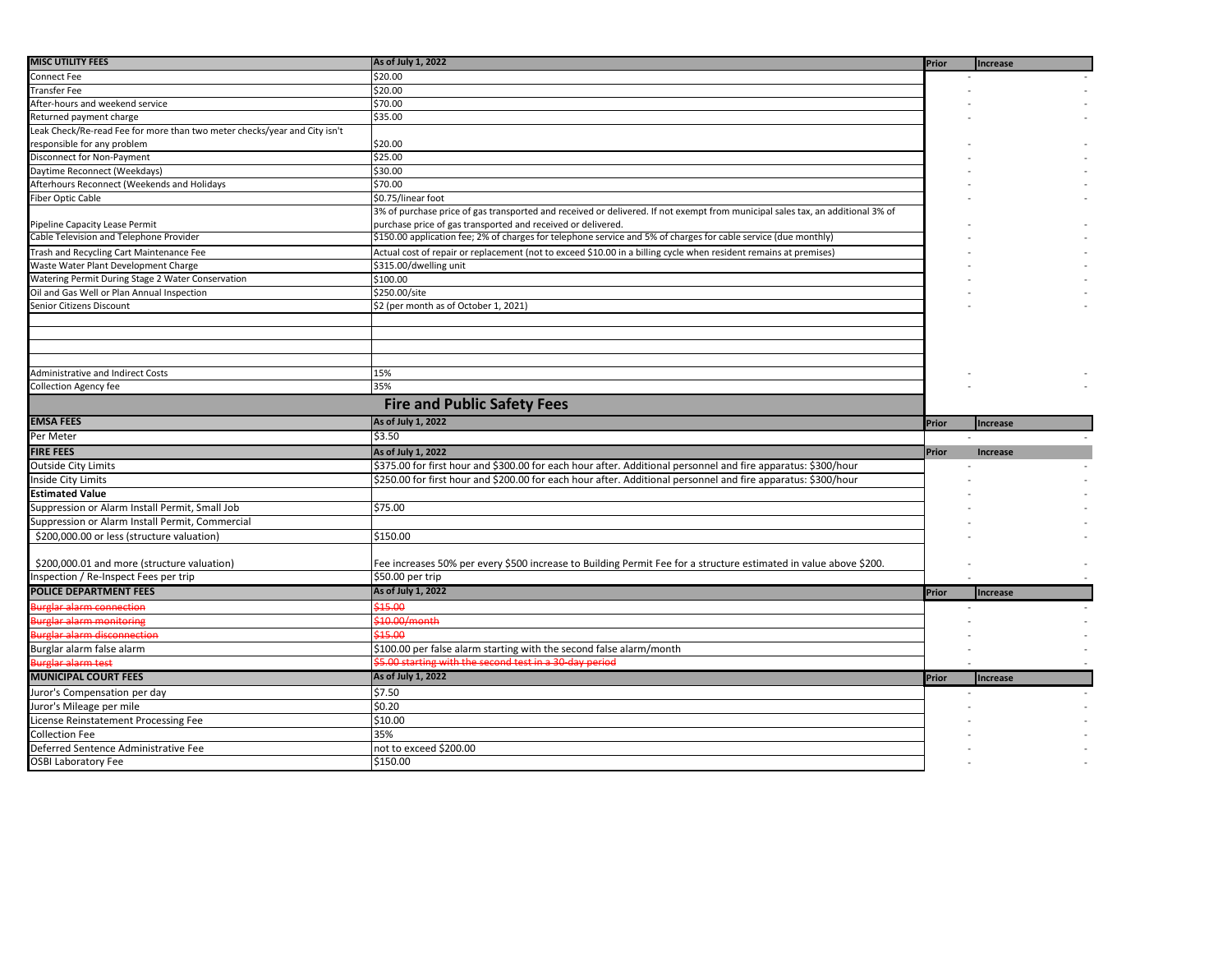| MISC UTILITY FEES | As of July 1, 2022 | Prior | Increase |
|---|---|---|---|
| Connect Fee | $20.00 | - | - |
| Transfer Fee | $20.00 | - | - |
| After-hours and weekend service | $70.00 | - | - |
| Returned payment charge | $35.00 | - | - |
| Leak Check/Re-read Fee for more than two meter checks/year and City isn't responsible for any problem | $20.00 | - | - |
| Disconnect for Non-Payment | $25.00 | - | - |
| Daytime Reconnect (Weekdays) | $30.00 | - | - |
| Afterhours Reconnect (Weekends and Holidays | $70.00 | - | - |
| Fiber Optic Cable | $0.75/linear foot | - | - |
| Pipeline Capacity Lease Permit | 3% of purchase price of gas transported and received or delivered. If not exempt from municipal sales tax, an additional 3% of purchase price of gas transported and received or delivered. | - | - |
| Cable Television and Telephone Provider | $150.00 application fee; 2% of charges for telephone service and 5% of charges for cable service (due monthly) | - | - |
| Trash and Recycling Cart Maintenance Fee | Actual cost of repair or replacement (not to exceed $10.00 in a billing cycle when resident remains at premises) | - | - |
| Waste Water Plant Development Charge | $315.00/dwelling unit | - | - |
| Watering Permit During Stage 2 Water Conservation | $100.00 | - | - |
| Oil and Gas Well or Plan Annual Inspection | $250.00/site | - | - |
| Senior Citizens Discount | $2 (per month as of October 1, 2021) | - | - |
| | | | |
| | | | |
| | | | |
| | | | |
| Administrative and Indirect Costs | 15% | - | - |
| Collection Agency fee | 35% | - | - |

## Fire and Public Safety Fees

| EMSA FEES | As of July 1, 2022 | Prior | Increase |
|---|---|---|---|
| Per Meter | $3.50 | - | - |

| FIRE FEES | As of July 1, 2022 | Prior | Increase |
|---|---|---|---|
| Outside City Limits | $375.00 for first hour and $300.00 for each hour after. Additional personnel and fire apparatus: $300/hour | - | - |
| Inside City Limits | $250.00 for first hour and $200.00 for each hour after. Additional personnel and fire apparatus: $300/hour | - | - |
| **Estimated Value** | | - | - |
| Suppression or Alarm Install Permit, Small Job | $75.00 | - | - |
| Suppression or Alarm Install Permit, Commercial | | - | - |
| $200,000.00 or less (structure valuation) | $150.00 | - | - |
| $200,000.01 and more (structure valuation) | Fee increases 50% per every $500 increase to Building Permit Fee for a structure estimated in value above $200. | - | - |
| Inspection / Re-Inspect Fees per trip | $50.00 per trip | - | - |

| POLICE DEPARTMENT FEES | As of July 1, 2022 | Prior | Increase |
|---|---|---|---|
| ~~Burglar alarm connection~~ | ~~$15.00~~ | - | - |
| ~~Burglar alarm monitoring~~ | ~~$10.00/month~~ | - | - |
| ~~Burglar alarm disconnection~~ | ~~$15.00~~ | - | - |
| Burglar alarm false alarm | $100.00 per false alarm starting with the second false alarm/month | - | - |
| ~~Burglar alarm test~~ | ~~$5.00 starting with the second test in a 30-day period~~ | - | - |

| MUNICIPAL COURT FEES | As of July 1, 2022 | Prior | Increase |
|---|---|---|---|
| Juror's Compensation per day | $7.50 | - | - |
| Juror's Mileage per mile | $0.20 | - | - |
| License Reinstatement Processing Fee | $10.00 | - | - |
| Collection Fee | 35% | - | - |
| Deferred Sentence Administrative Fee | not to exceed $200.00 | - | - |
| OSBI Laboratory Fee | $150.00 | - | - |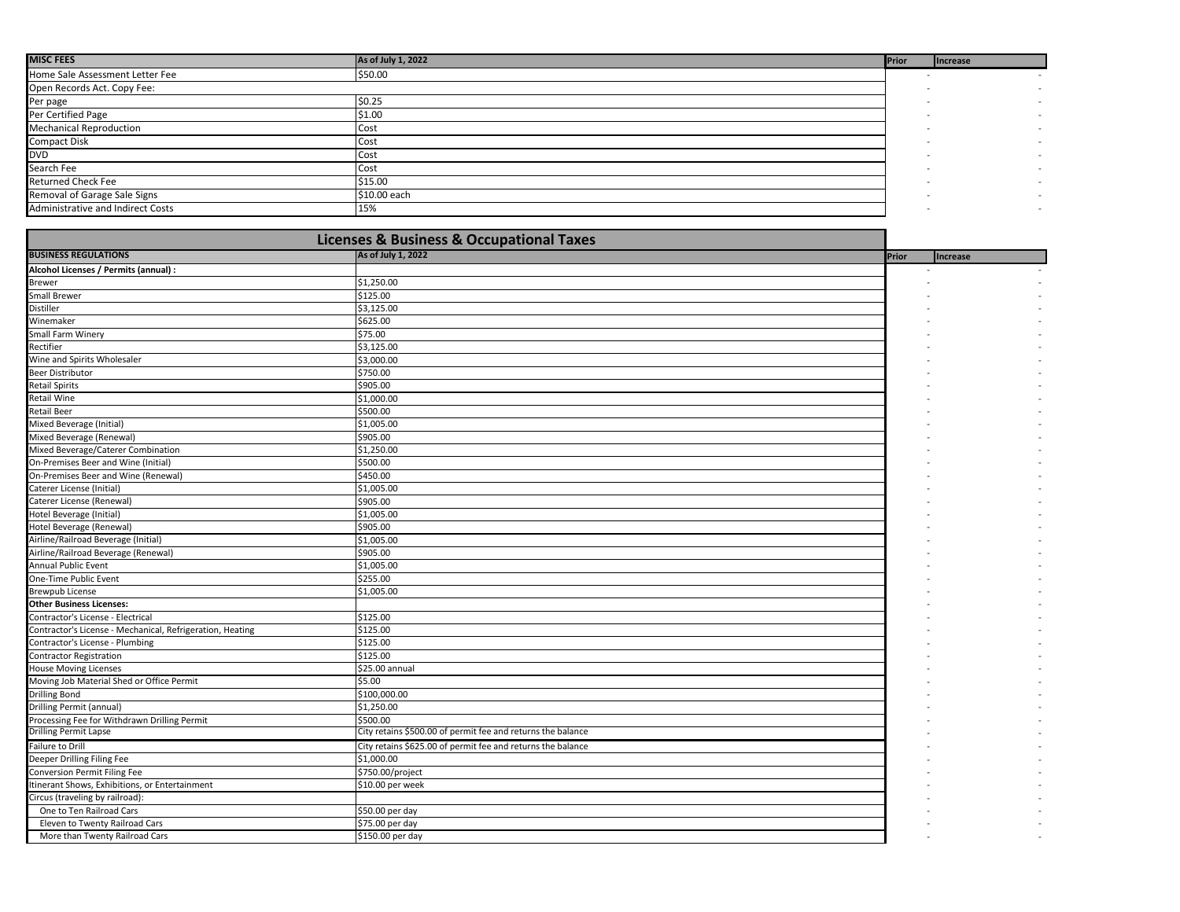| MISC FEES | As of July 1, 2022 | Prior | Increase |
|---|---|---|---|
| Home Sale Assessment Letter Fee | $50.00 | - | - |
| Open Records Act. Copy Fee: | | - | - |
| Per page | $0.25 | - | - |
| Per Certified Page | $1.00 | - | - |
| Mechanical Reproduction | Cost | - | - |
| Compact Disk | Cost | - | - |
| DVD | Cost | - | - |
| Search Fee | Cost | - | - |
| Returned Check Fee | $15.00 | - | - |
| Removal of Garage Sale Signs | $10.00 each | - | - |
| Administrative and Indirect Costs | 15% | - | - |

## Licenses & Business & Occupational Taxes

| BUSINESS REGULATIONS | As of July 1, 2022 | Prior | Increase |
|---|---|---|---|
| **Alcohol Licenses / Permits (annual) :** | | - | - |
| Brewer | $1,250.00 | - | - |
| Small Brewer | $125.00 | - | - |
| Distiller | $3,125.00 | - | - |
| Winemaker | $625.00 | - | - |
| Small Farm Winery | $75.00 | - | - |
| Rectifier | $3,125.00 | - | - |
| Wine and Spirits Wholesaler | $3,000.00 | - | - |
| Beer Distributor | $750.00 | - | - |
| Retail Spirits | $905.00 | - | - |
| Retail Wine | $1,000.00 | - | - |
| Retail Beer | $500.00 | - | - |
| Mixed Beverage (Initial) | $1,005.00 | - | - |
| Mixed Beverage (Renewal) | $905.00 | - | - |
| Mixed Beverage/Caterer Combination | $1,250.00 | - | - |
| On-Premises Beer and Wine (Initial) | $500.00 | - | - |
| On-Premises Beer and Wine (Renewal) | $450.00 | - | - |
| Caterer License (Initial) | $1,005.00 | - | - |
| Caterer License (Renewal) | $905.00 | - | - |
| Hotel Beverage (Initial) | $1,005.00 | - | - |
| Hotel Beverage (Renewal) | $905.00 | - | - |
| Airline/Railroad Beverage (Initial) | $1,005.00 | - | - |
| Airline/Railroad Beverage (Renewal) | $905.00 | - | - |
| Annual Public Event | $1,005.00 | - | - |
| One-Time Public Event | $255.00 | - | - |
| Brewpub License | $1,005.00 | - | - |
| **Other Business Licenses:** | | - | - |
| Contractor's License - Electrical | $125.00 | - | - |
| Contractor's License - Mechanical, Refrigeration, Heating | $125.00 | - | - |
| Contractor's License - Plumbing | $125.00 | - | - |
| Contractor Registration | $125.00 | - | - |
| House Moving Licenses | $25.00 annual | - | - |
| Moving Job Material Shed or Office Permit | $5.00 | - | - |
| Drilling Bond | $100,000.00 | - | - |
| Drilling Permit (annual) | $1,250.00 | - | - |
| Processing Fee for Withdrawn Drilling Permit | $500.00 | - | - |
| Drilling Permit Lapse | City retains $500.00 of permit fee and returns the balance | - | - |
| Failure to Drill | City retains $625.00 of permit fee and returns the balance | - | - |
| Deeper Drilling Filing Fee | $1,000.00 | - | - |
| Conversion Permit Filing Fee | $750.00/project | - | - |
| Itinerant Shows, Exhibitions, or Entertainment | $10.00 per week | - | - |
| Circus (traveling by railroad): | | - | - |
| One to Ten Railroad Cars | $50.00 per day | - | - |
| Eleven to Twenty Railroad Cars | $75.00 per day | - | - |
| More than Twenty Railroad Cars | $150.00 per day | - | - |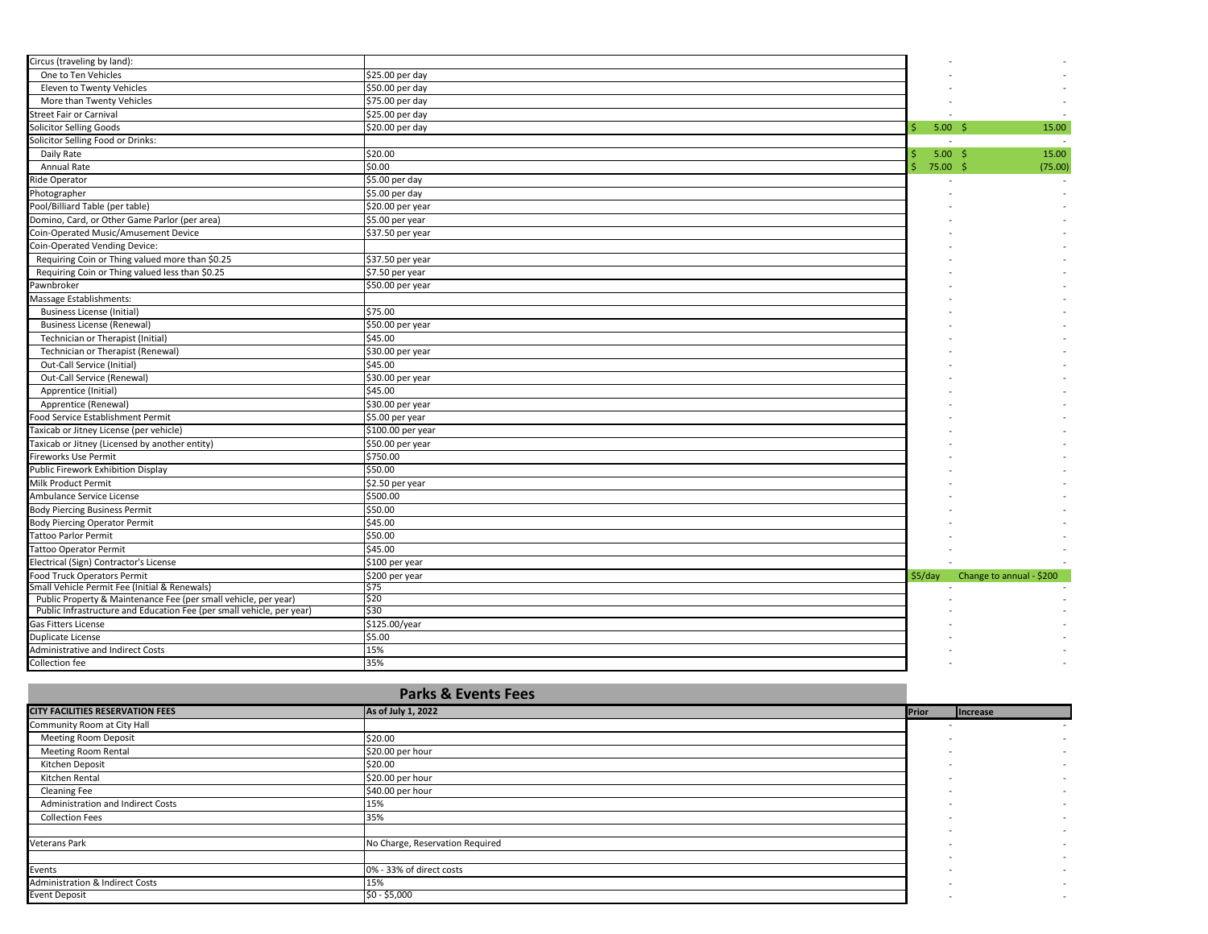| | | | |
|---|---|---|---|
| Circus (traveling by land): | | - | - |
| One to Ten Vehicles | $25.00 per day | - | - |
| Eleven to Twenty Vehicles | $50.00 per day | - | - |
| More than Twenty Vehicles | $75.00 per day | - | - |
| Street Fair or Carnival | $25.00 per day | - | - |
| Solicitor Selling Goods | $20.00 per day | $ 5.00 | $ 15.00 |
| Solicitor Selling Food or Drinks: | | - | - |
| Daily Rate | $20.00 | $ 5.00 | $ 15.00 |
| Annual Rate | $0.00 | $ 75.00 | $ (75.00) |
| Ride Operator | $5.00 per day | - | - |
| Photographer | $5.00 per day | - | - |
| Pool/Billiard Table (per table) | $20.00 per year | - | - |
| Domino, Card, or Other Game Parlor (per area) | $5.00 per year | - | - |
| Coin-Operated Music/Amusement Device | $37.50 per year | - | - |
| Coin-Operated Vending Device: | | - | - |
| Requiring Coin or Thing valued more than $0.25 | $37.50 per year | - | - |
| Requiring Coin or Thing valued less than $0.25 | $7.50 per year | - | - |
| Pawnbroker | $50.00 per year | - | - |
| Massage Establishments: | | - | - |
| Business License (Initial) | $75.00 | - | - |
| Business License (Renewal) | $50.00 per year | - | - |
| Technician or Therapist (Initial) | $45.00 | - | - |
| Technician or Therapist (Renewal) | $30.00 per year | - | - |
| Out-Call Service (Initial) | $45.00 | - | - |
| Out-Call Service (Renewal) | $30.00 per year | - | - |
| Apprentice (Initial) | $45.00 | - | - |
| Apprentice (Renewal) | $30.00 per year | - | - |
| Food Service Establishment Permit | $5.00 per year | - | - |
| Taxicab or Jitney License (per vehicle) | $100.00 per year | - | - |
| Taxicab or Jitney (Licensed by another entity) | $50.00 per year | - | - |
| Fireworks Use Permit | $750.00 | - | - |
| Public Firework Exhibition Display | $50.00 | - | - |
| Milk Product Permit | $2.50 per year | - | - |
| Ambulance Service License | $500.00 | - | - |
| Body Piercing Business Permit | $50.00 | - | - |
| Body Piercing Operator Permit | $45.00 | - | - |
| Tattoo Parlor Permit | $50.00 | - | - |
| Tattoo Operator Permit | $45.00 | - | - |
| Electrical (Sign) Contractor's License | $100 per year | - | - |
| Food Truck Operators Permit | $200 per year | $5/day | Change to annual - $200 |
| Small Vehicle Permit Fee (Initial & Renewals) | $75 | - | - |
| Public Property & Maintenance Fee (per small vehicle, per year) | $20 | - | - |
| Public Infrastructure and Education Fee (per small vehicle, per year) | $30 | - | - |
| Gas Fitters License | $125.00/year | - | - |
| Duplicate License | $5.00 | - | - |
| Administrative and Indirect Costs | 15% | - | - |
| Collection fee | 35% | - | - |

## Parks & Events Fees

| CITY FACILITIES RESERVATION FEES | As of July 1, 2022 | Prior | Increase |
|---|---|---|---|
| Community Room at City Hall | | - | - |
| Meeting Room Deposit | $20.00 | - | - |
| Meeting Room Rental | $20.00 per hour | - | - |
| Kitchen Deposit | $20.00 | - | - |
| Kitchen Rental | $20.00 per hour | - | - |
| Cleaning Fee | $40.00 per hour | - | - |
| Administration and Indirect Costs | 15% | - | - |
| Collection Fees | 35% | - | - |
| | | - | - |
| Veterans Park | No Charge, Reservation Required | - | - |
| | | - | - |
| Events | 0% - 33% of direct costs | - | - |
| Administration & Indirect Costs | 15% | - | - |
| Event Deposit | $0 - $5,000 | - | - |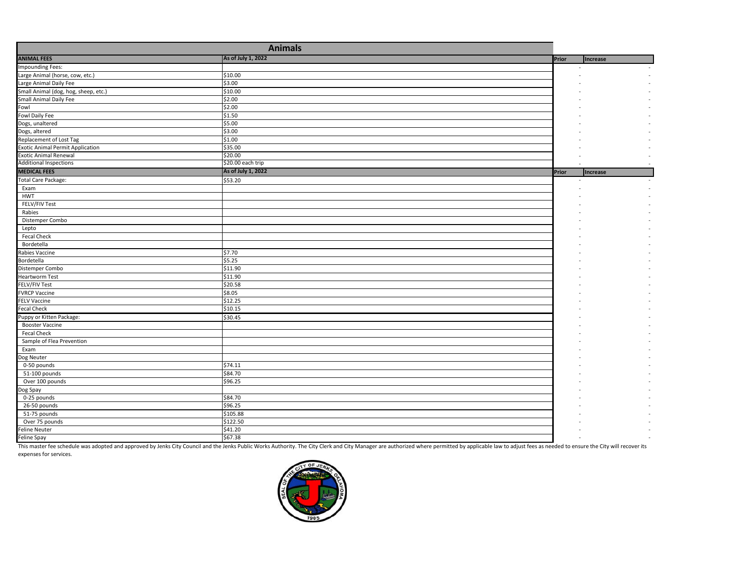## Animals

| ANIMAL FEES | As of July 1, 2022 | Prior | Increase |
|---|---|---|---|
| Impounding Fees: | | - | - |
| Large Animal (horse, cow, etc.) | $10.00 | - | - |
| Large Animal Daily Fee | $3.00 | - | - |
| Small Animal (dog, hog, sheep, etc.) | $10.00 | - | - |
| Small Animal Daily Fee | $2.00 | - | - |
| Fowl | $2.00 | - | - |
| Fowl Daily Fee | $1.50 | - | - |
| Dogs, unaltered | $5.00 | - | - |
| Dogs, altered | $3.00 | - | - |
| Replacement of Lost Tag | $1.00 | - | - |
| Exotic Animal Permit Application | $35.00 | - | - |
| Exotic Animal Renewal | $20.00 | - | - |
| Additional Inspections | $20.00 each trip | - | - |
| **MEDICAL FEES** | **As of July 1, 2022** | **Prior** | **Increase** |
| Total Care Package: | $53.20 | - | - |
| Exam | | - | - |
| HWT | | - | - |
| FELV/FIV Test | | - | - |
| Rabies | | - | - |
| Distemper Combo | | - | - |
| Lepto | | - | - |
| Fecal Check | | - | - |
| Bordetella | | - | - |
| Rabies Vaccine | $7.70 | - | - |
| Bordetella | $5.25 | - | - |
| Distemper Combo | $11.90 | - | - |
| Heartworm Test | $11.90 | - | - |
| FELV/FIV Test | $20.58 | - | - |
| FVRCP Vaccine | $8.05 | - | - |
| FELV Vaccine | $12.25 | - | - |
| Fecal Check | $10.15 | - | - |
| Puppy or Kitten Package: | $30.45 | - | - |
| Booster Vaccine | | - | - |
| Fecal Check | | - | - |
| Sample of Flea Prevention | | - | - |
| Exam | | - | - |
| Dog Neuter | | - | - |
| 0-50 pounds | $74.11 | - | - |
| 51-100 pounds | $84.70 | - | - |
| Over 100 pounds | $96.25 | - | - |
| Dog Spay | | - | - |
| 0-25 pounds | $84.70 | - | - |
| 26-50 pounds | $96.25 | - | - |
| 51-75 pounds | $105.88 | - | - |
| Over 75 pounds | $122.50 | - | - |
| Feline Neuter | $41.20 | - | - |
| Feline Spay | $67.38 | - | - |

This master fee schedule was adopted and approved by Jenks City Council and the Jenks Public Works Authority. The City Clerk and City Manager are authorized where permitted by applicable law to adjust fees as needed to ensure the City will recover its expenses for services.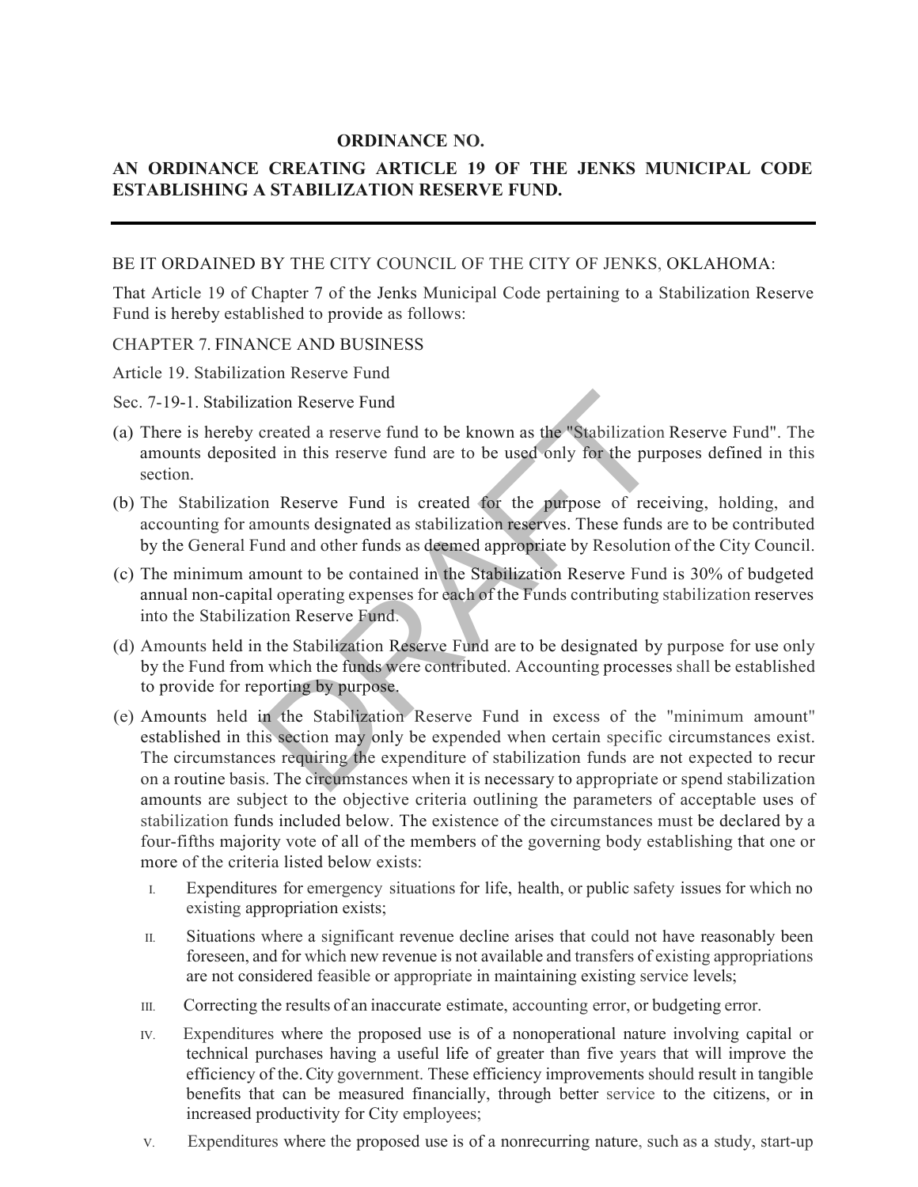**ORDINANCE NO.**

**AN ORDINANCE CREATING ARTICLE 19 OF THE JENKS MUNICIPAL CODE ESTABLISHING A STABILIZATION RESERVE FUND.**

---

BE IT ORDAINED BY THE CITY COUNCIL OF THE CITY OF JENKS, OKLAHOMA:

That Article 19 of Chapter 7 of the Jenks Municipal Code pertaining to a Stabilization Reserve Fund is hereby established to provide as follows:

CHAPTER 7. FINANCE AND BUSINESS

Article 19. Stabilization Reserve Fund

Sec. 7-19-1. Stabilization Reserve Fund

(a) There is hereby created a reserve fund to be known as the "Stabilization Reserve Fund". The amounts deposited in this reserve fund are to be used only for the purposes defined in this section.

(b) The Stabilization Reserve Fund is created for the purpose of receiving, holding, and accounting for amounts designated as stabilization reserves. These funds are to be contributed by the General Fund and other funds as deemed appropriate by Resolution of the City Council.

(c) The minimum amount to be contained in the Stabilization Reserve Fund is 30% of budgeted annual non-capital operating expenses for each of the Funds contributing stabilization reserves into the Stabilization Reserve Fund.

(d) Amounts held in the Stabilization Reserve Fund are to be designated by purpose for use only by the Fund from which the funds were contributed. Accounting processes shall be established to provide for reporting by purpose.

(e) Amounts held in the Stabilization Reserve Fund in excess of the "minimum amount" established in this section may only be expended when certain specific circumstances exist. The circumstances requiring the expenditure of stabilization funds are not expected to recur on a routine basis. The circumstances when it is necessary to appropriate or spend stabilization amounts are subject to the objective criteria outlining the parameters of acceptable uses of stabilization funds included below. The existence of the circumstances must be declared by a four-fifths majority vote of all of the members of the governing body establishing that one or more of the criteria listed below exists:

   I. Expenditures for emergency situations for life, health, or public safety issues for which no existing appropriation exists;

   II. Situations where a significant revenue decline arises that could not have reasonably been foreseen, and for which new revenue is not available and transfers of existing appropriations are not considered feasible or appropriate in maintaining existing service levels;

   III. Correcting the results of an inaccurate estimate, accounting error, or budgeting error.

   IV. Expenditures where the proposed use is of a nonoperational nature involving capital or technical purchases having a useful life of greater than five years that will improve the efficiency of the City government. These efficiency improvements should result in tangible benefits that can be measured financially, through better service to the citizens, or in increased productivity for City employees;

   V. Expenditures where the proposed use is of a nonrecurring nature, such as a study, start-up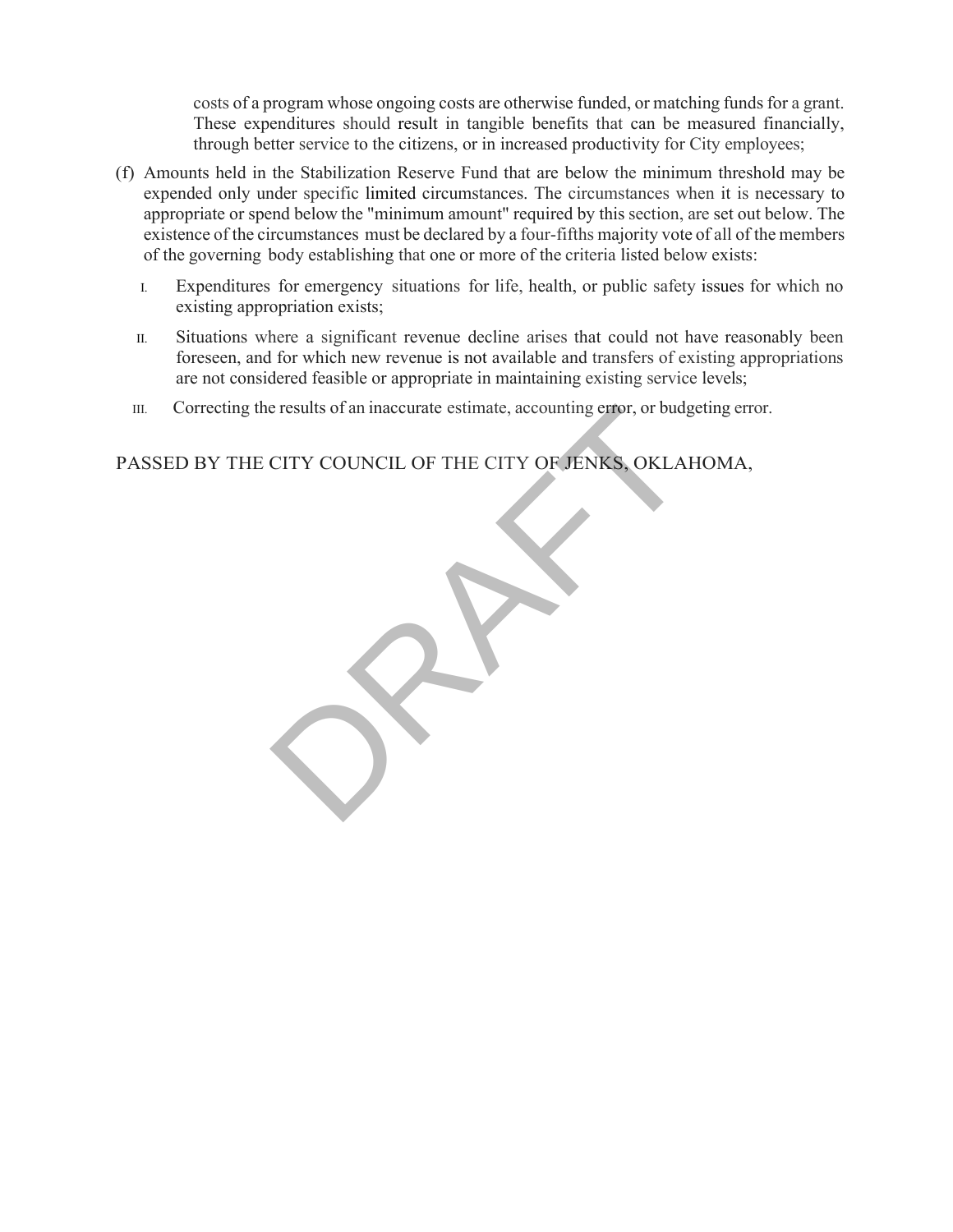costs of a program whose ongoing costs are otherwise funded, or matching funds for a grant. These expenditures should result in tangible benefits that can be measured financially, through better service to the citizens, or in increased productivity for City employees;

(f) Amounts held in the Stabilization Reserve Fund that are below the minimum threshold may be expended only under specific limited circumstances. The circumstances when it is necessary to appropriate or spend below the "minimum amount" required by this section, are set out below. The existence of the circumstances must be declared by a four-fifths majority vote of all of the members of the governing body establishing that one or more of the criteria listed below exists:

I. Expenditures for emergency situations for life, health, or public safety issues for which no existing appropriation exists;

II. Situations where a significant revenue decline arises that could not have reasonably been foreseen, and for which new revenue is not available and transfers of existing appropriations are not considered feasible or appropriate in maintaining existing service levels;

III. Correcting the results of an inaccurate estimate, accounting error, or budgeting error.

PASSED BY THE CITY COUNCIL OF THE CITY OF JENKS, OKLAHOMA,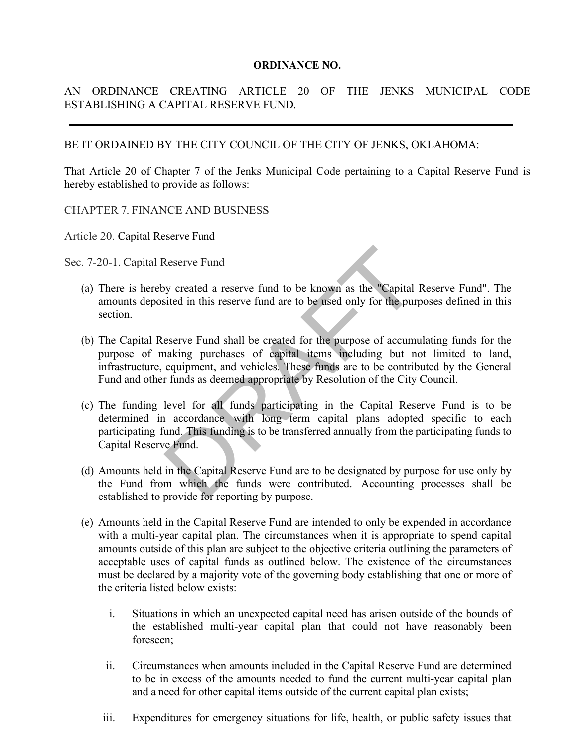**ORDINANCE NO.**

AN ORDINANCE CREATING ARTICLE 20 OF THE JENKS MUNICIPAL CODE ESTABLISHING A CAPITAL RESERVE FUND.

---

BE IT ORDAINED BY THE CITY COUNCIL OF THE CITY OF JENKS, OKLAHOMA:

That Article 20 of Chapter 7 of the Jenks Municipal Code pertaining to a Capital Reserve Fund is hereby established to provide as follows:

CHAPTER 7. FINANCE AND BUSINESS

Article 20. Capital Reserve Fund

Sec. 7-20-1. Capital Reserve Fund

(a) There is hereby created a reserve fund to be known as the "Capital Reserve Fund". The amounts deposited in this reserve fund are to be used only for the purposes defined in this section.

(b) The Capital Reserve Fund shall be created for the purpose of accumulating funds for the purpose of making purchases of capital items including but not limited to land, infrastructure, equipment, and vehicles. These funds are to be contributed by the General Fund and other funds as deemed appropriate by Resolution of the City Council.

(c) The funding level for all funds participating in the Capital Reserve Fund is to be determined in accordance with long term capital plans adopted specific to each participating fund. This funding is to be transferred annually from the participating funds to Capital Reserve Fund.

(d) Amounts held in the Capital Reserve Fund are to be designated by purpose for use only by the Fund from which the funds were contributed. Accounting processes shall be established to provide for reporting by purpose.

(e) Amounts held in the Capital Reserve Fund are intended to only be expended in accordance with a multi-year capital plan. The circumstances when it is appropriate to spend capital amounts outside of this plan are subject to the objective criteria outlining the parameters of acceptable uses of capital funds as outlined below. The existence of the circumstances must be declared by a majority vote of the governing body establishing that one or more of the criteria listed below exists:

   i. Situations in which an unexpected capital need has arisen outside of the bounds of the established multi-year capital plan that could not have reasonably been foreseen;

   ii. Circumstances when amounts included in the Capital Reserve Fund are determined to be in excess of the amounts needed to fund the current multi-year capital plan and a need for other capital items outside of the current capital plan exists;

   iii. Expenditures for emergency situations for life, health, or public safety issues that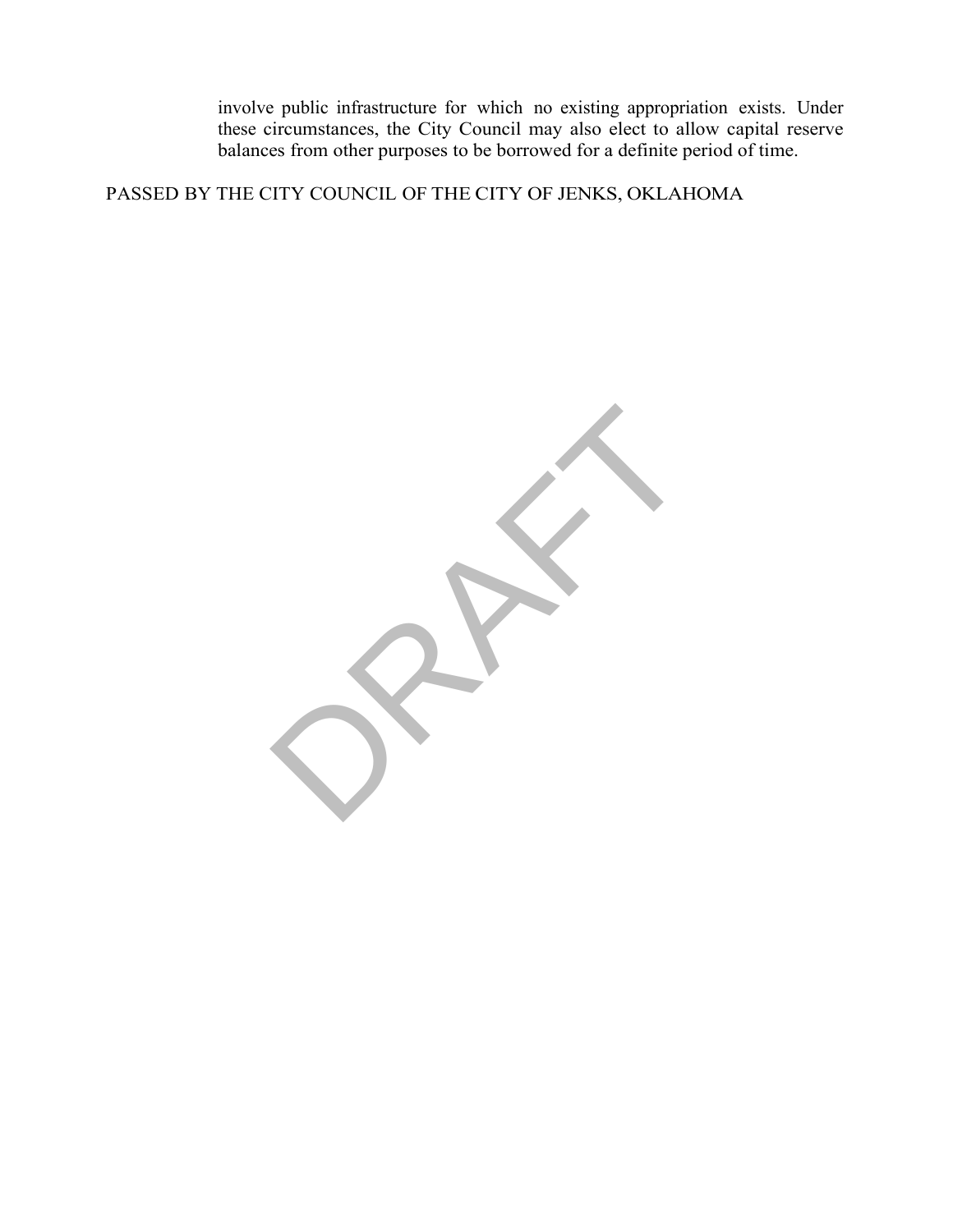involve public infrastructure for which no existing appropriation exists. Under these circumstances, the City Council may also elect to allow capital reserve balances from other purposes to be borrowed for a definite period of time.

PASSED BY THE CITY COUNCIL OF THE CITY OF JENKS, OKLAHOMA